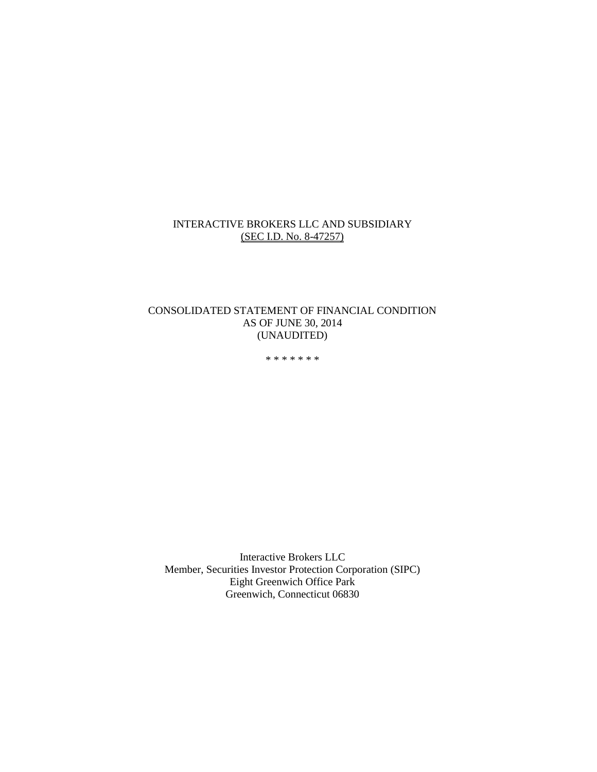# INTERACTIVE BROKERS LLC AND SUBSIDIARY

(SEC I.D. No. 8-47257)

## CONSOLIDATED STATEMENT OF FINANCIAL CONDITION
## AS OF JUNE 30, 2014
## (UNAUDITED)

* * * * * * *

Interactive Brokers LLC
Member, Securities Investor Protection Corporation (SIPC)
Eight Greenwich Office Park
Greenwich, Connecticut 06830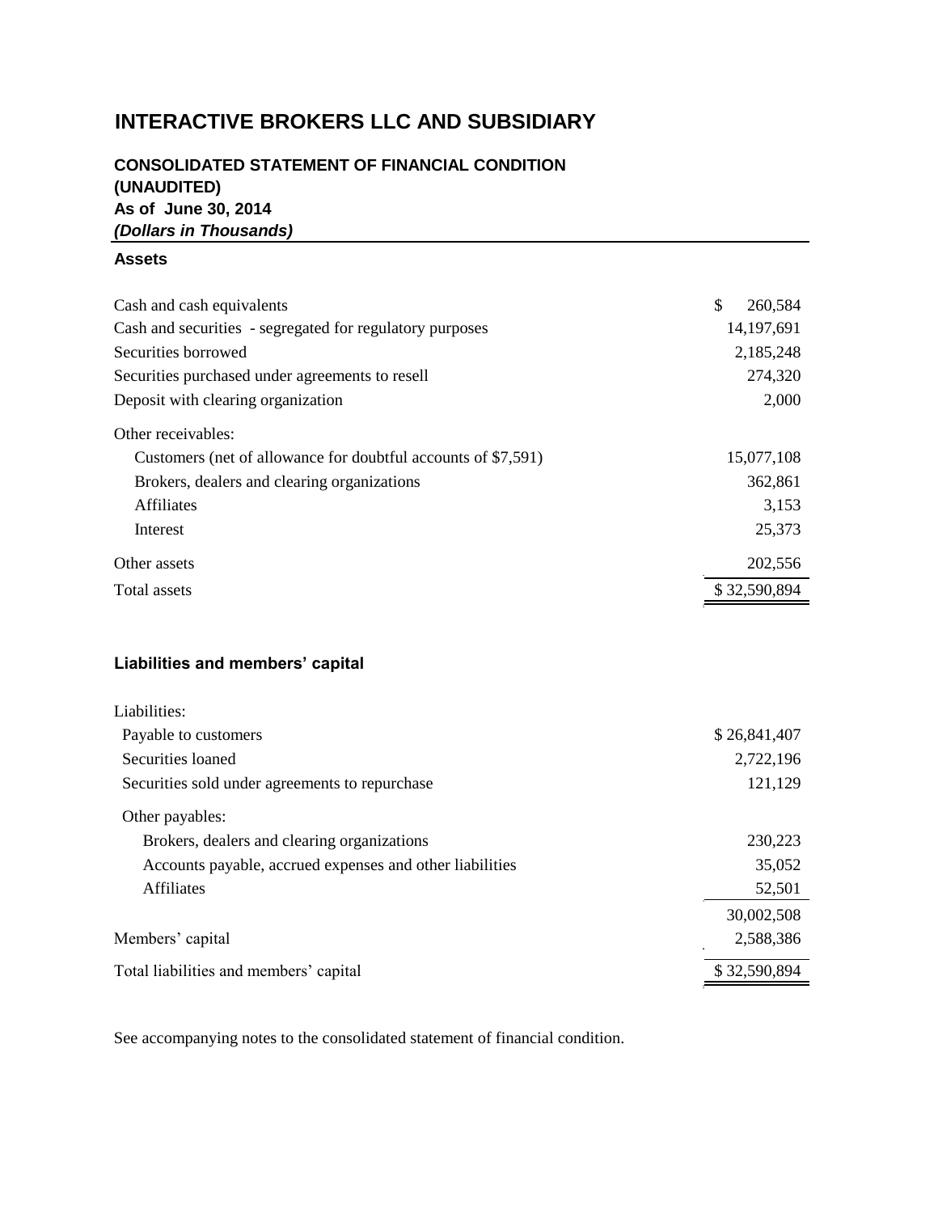# INTERACTIVE BROKERS LLC AND SUBSIDIARY

## CONSOLIDATED STATEMENT OF FINANCIAL CONDITION
## (UNAUDITED)
## As of June 30, 2014
## *(Dollars in Thousands)*

### Assets

| | |
|---|---|
| Cash and cash equivalents | $ 260,584 |
| Cash and securities - segregated for regulatory purposes | 14,197,691 |
| Securities borrowed | 2,185,248 |
| Securities purchased under agreements to resell | 274,320 |
| Deposit with clearing organization | 2,000 |
| Other receivables: | |
| Customers (net of allowance for doubtful accounts of $7,591) | 15,077,108 |
| Brokers, dealers and clearing organizations | 362,861 |
| Affiliates | 3,153 |
| Interest | 25,373 |
| Other assets | 202,556 |
| Total assets | $ 32,590,894 |

### Liabilities and members' capital

| | |
|---|---|
| Liabilities: | |
| Payable to customers | $ 26,841,407 |
| Securities loaned | 2,722,196 |
| Securities sold under agreements to repurchase | 121,129 |
| Other payables: | |
| Brokers, dealers and clearing organizations | 230,223 |
| Accounts payable, accrued expenses and other liabilities | 35,052 |
| Affiliates | 52,501 |
| | 30,002,508 |
| Members' capital | 2,588,386 |
| Total liabilities and members' capital | $ 32,590,894 |

See accompanying notes to the consolidated statement of financial condition.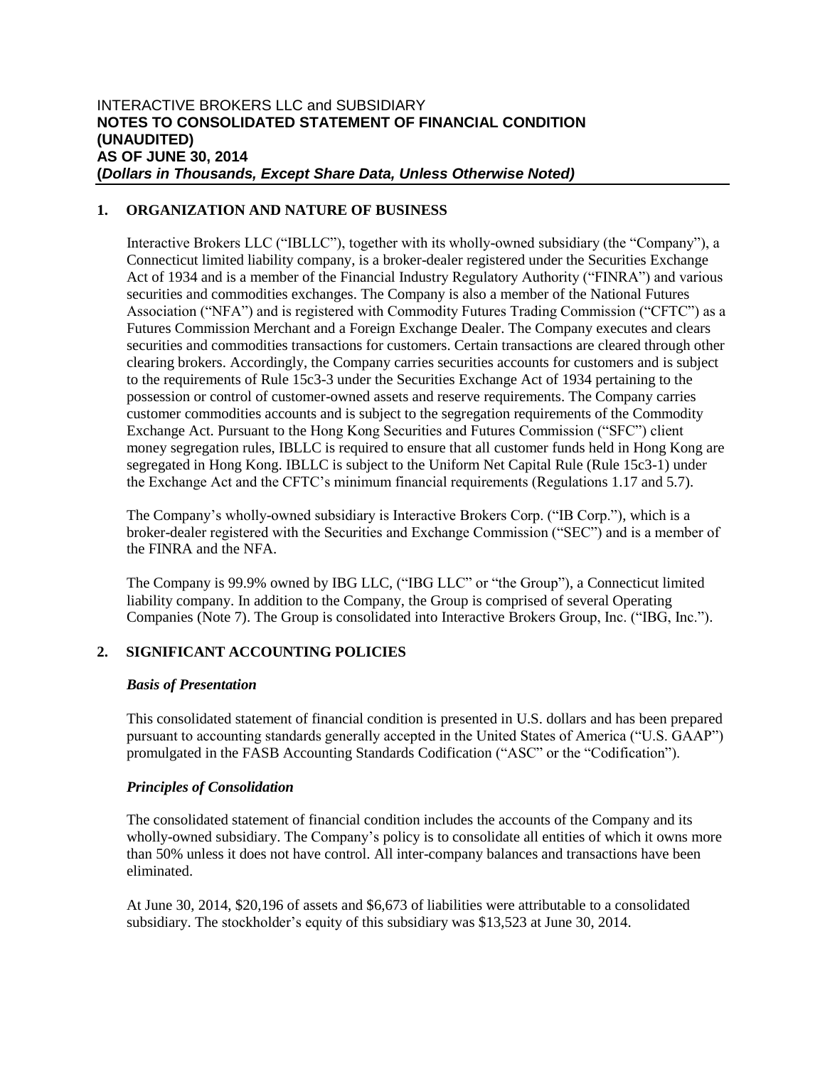INTERACTIVE BROKERS LLC and SUBSIDIARY
**NOTES TO CONSOLIDATED STATEMENT OF FINANCIAL CONDITION (UNAUDITED)**
**AS OF JUNE 30, 2014**
**(*Dollars in Thousands, Except Share Data, Unless Otherwise Noted*)**

## 1. ORGANIZATION AND NATURE OF BUSINESS

Interactive Brokers LLC ("IBLLC"), together with its wholly-owned subsidiary (the "Company"), a Connecticut limited liability company, is a broker-dealer registered under the Securities Exchange Act of 1934 and is a member of the Financial Industry Regulatory Authority ("FINRA") and various securities and commodities exchanges. The Company is also a member of the National Futures Association ("NFA") and is registered with Commodity Futures Trading Commission ("CFTC") as a Futures Commission Merchant and a Foreign Exchange Dealer. The Company executes and clears securities and commodities transactions for customers. Certain transactions are cleared through other clearing brokers. Accordingly, the Company carries securities accounts for customers and is subject to the requirements of Rule 15c3-3 under the Securities Exchange Act of 1934 pertaining to the possession or control of customer-owned assets and reserve requirements. The Company carries customer commodities accounts and is subject to the segregation requirements of the Commodity Exchange Act. Pursuant to the Hong Kong Securities and Futures Commission ("SFC") client money segregation rules, IBLLC is required to ensure that all customer funds held in Hong Kong are segregated in Hong Kong. IBLLC is subject to the Uniform Net Capital Rule (Rule 15c3-1) under the Exchange Act and the CFTC's minimum financial requirements (Regulations 1.17 and 5.7).

The Company's wholly-owned subsidiary is Interactive Brokers Corp. ("IB Corp."), which is a broker-dealer registered with the Securities and Exchange Commission ("SEC") and is a member of the FINRA and the NFA.

The Company is 99.9% owned by IBG LLC, ("IBG LLC" or "the Group"), a Connecticut limited liability company. In addition to the Company, the Group is comprised of several Operating Companies (Note 7). The Group is consolidated into Interactive Brokers Group, Inc. ("IBG, Inc.").

## 2. SIGNIFICANT ACCOUNTING POLICIES

### *Basis of Presentation*

This consolidated statement of financial condition is presented in U.S. dollars and has been prepared pursuant to accounting standards generally accepted in the United States of America ("U.S. GAAP") promulgated in the FASB Accounting Standards Codification ("ASC" or the "Codification").

### *Principles of Consolidation*

The consolidated statement of financial condition includes the accounts of the Company and its wholly-owned subsidiary. The Company's policy is to consolidate all entities of which it owns more than 50% unless it does not have control. All inter-company balances and transactions have been eliminated.

At June 30, 2014, \$20,196 of assets and \$6,673 of liabilities were attributable to a consolidated subsidiary. The stockholder's equity of this subsidiary was \$13,523 at June 30, 2014.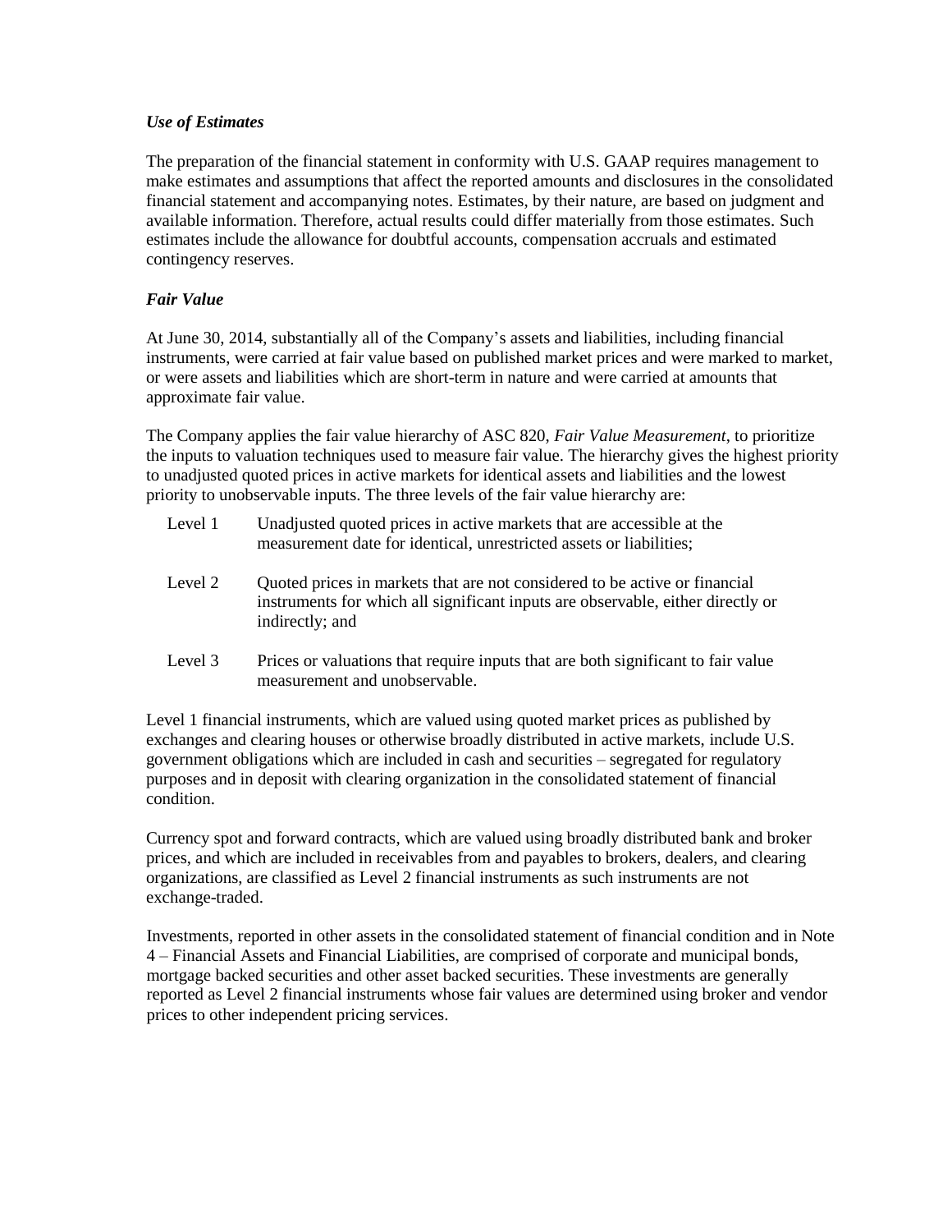### *Use of Estimates*

The preparation of the financial statement in conformity with U.S. GAAP requires management to make estimates and assumptions that affect the reported amounts and disclosures in the consolidated financial statement and accompanying notes. Estimates, by their nature, are based on judgment and available information. Therefore, actual results could differ materially from those estimates. Such estimates include the allowance for doubtful accounts, compensation accruals and estimated contingency reserves.

### *Fair Value*

At June 30, 2014, substantially all of the Company's assets and liabilities, including financial instruments, were carried at fair value based on published market prices and were marked to market, or were assets and liabilities which are short-term in nature and were carried at amounts that approximate fair value.

The Company applies the fair value hierarchy of ASC 820, *Fair Value Measurement*, to prioritize the inputs to valuation techniques used to measure fair value. The hierarchy gives the highest priority to unadjusted quoted prices in active markets for identical assets and liabilities and the lowest priority to unobservable inputs. The three levels of the fair value hierarchy are:

- Level 1 — Unadjusted quoted prices in active markets that are accessible at the measurement date for identical, unrestricted assets or liabilities;
- Level 2 — Quoted prices in markets that are not considered to be active or financial instruments for which all significant inputs are observable, either directly or indirectly; and
- Level 3 — Prices or valuations that require inputs that are both significant to fair value measurement and unobservable.

Level 1 financial instruments, which are valued using quoted market prices as published by exchanges and clearing houses or otherwise broadly distributed in active markets, include U.S. government obligations which are included in cash and securities – segregated for regulatory purposes and in deposit with clearing organization in the consolidated statement of financial condition.

Currency spot and forward contracts, which are valued using broadly distributed bank and broker prices, and which are included in receivables from and payables to brokers, dealers, and clearing organizations, are classified as Level 2 financial instruments as such instruments are not exchange-traded.

Investments, reported in other assets in the consolidated statement of financial condition and in Note 4 – Financial Assets and Financial Liabilities, are comprised of corporate and municipal bonds, mortgage backed securities and other asset backed securities. These investments are generally reported as Level 2 financial instruments whose fair values are determined using broker and vendor prices to other independent pricing services.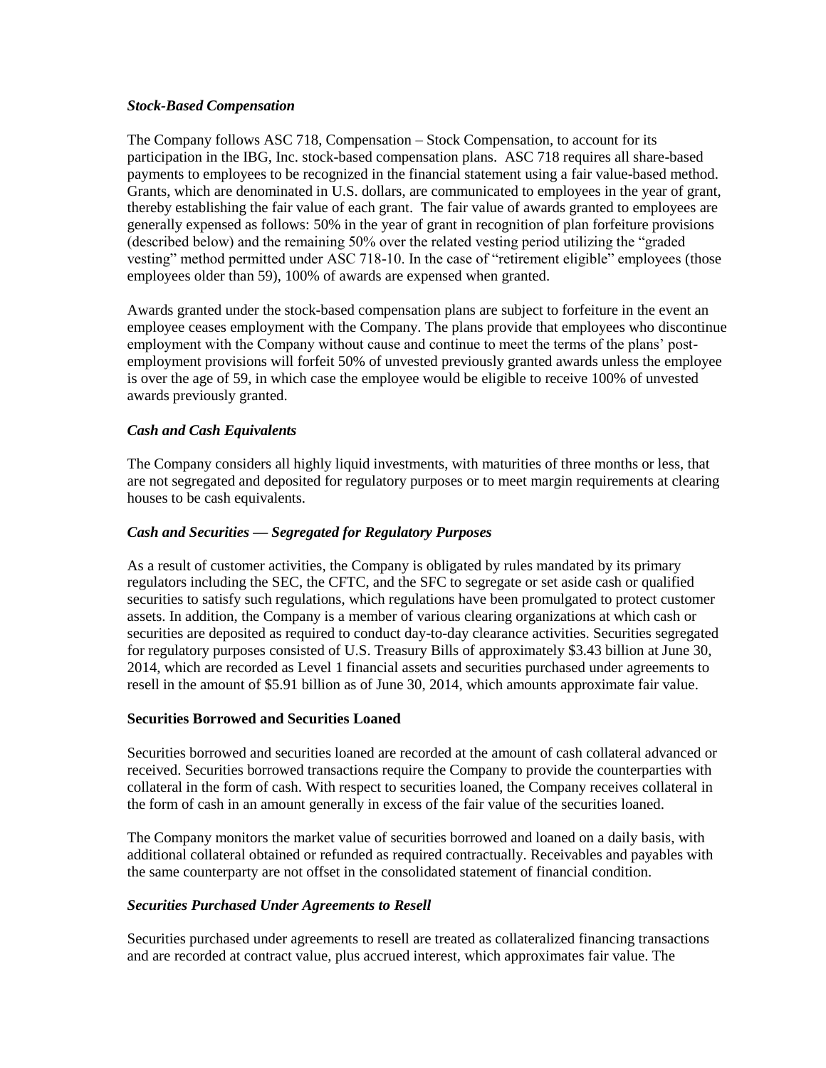***Stock-Based Compensation***

The Company follows ASC 718, Compensation – Stock Compensation, to account for its participation in the IBG, Inc. stock-based compensation plans. ASC 718 requires all share-based payments to employees to be recognized in the financial statement using a fair value-based method. Grants, which are denominated in U.S. dollars, are communicated to employees in the year of grant, thereby establishing the fair value of each grant. The fair value of awards granted to employees are generally expensed as follows: 50% in the year of grant in recognition of plan forfeiture provisions (described below) and the remaining 50% over the related vesting period utilizing the "graded vesting" method permitted under ASC 718-10. In the case of "retirement eligible" employees (those employees older than 59), 100% of awards are expensed when granted.

Awards granted under the stock-based compensation plans are subject to forfeiture in the event an employee ceases employment with the Company. The plans provide that employees who discontinue employment with the Company without cause and continue to meet the terms of the plans' post-employment provisions will forfeit 50% of unvested previously granted awards unless the employee is over the age of 59, in which case the employee would be eligible to receive 100% of unvested awards previously granted.

***Cash and Cash Equivalents***

The Company considers all highly liquid investments, with maturities of three months or less, that are not segregated and deposited for regulatory purposes or to meet margin requirements at clearing houses to be cash equivalents.

***Cash and Securities — Segregated for Regulatory Purposes***

As a result of customer activities, the Company is obligated by rules mandated by its primary regulators including the SEC, the CFTC, and the SFC to segregate or set aside cash or qualified securities to satisfy such regulations, which regulations have been promulgated to protect customer assets. In addition, the Company is a member of various clearing organizations at which cash or securities are deposited as required to conduct day-to-day clearance activities. Securities segregated for regulatory purposes consisted of U.S. Treasury Bills of approximately $3.43 billion at June 30, 2014, which are recorded as Level 1 financial assets and securities purchased under agreements to resell in the amount of $5.91 billion as of June 30, 2014, which amounts approximate fair value.

**Securities Borrowed and Securities Loaned**

Securities borrowed and securities loaned are recorded at the amount of cash collateral advanced or received. Securities borrowed transactions require the Company to provide the counterparties with collateral in the form of cash. With respect to securities loaned, the Company receives collateral in the form of cash in an amount generally in excess of the fair value of the securities loaned.

The Company monitors the market value of securities borrowed and loaned on a daily basis, with additional collateral obtained or refunded as required contractually. Receivables and payables with the same counterparty are not offset in the consolidated statement of financial condition.

***Securities Purchased Under Agreements to Resell***

Securities purchased under agreements to resell are treated as collateralized financing transactions and are recorded at contract value, plus accrued interest, which approximates fair value. The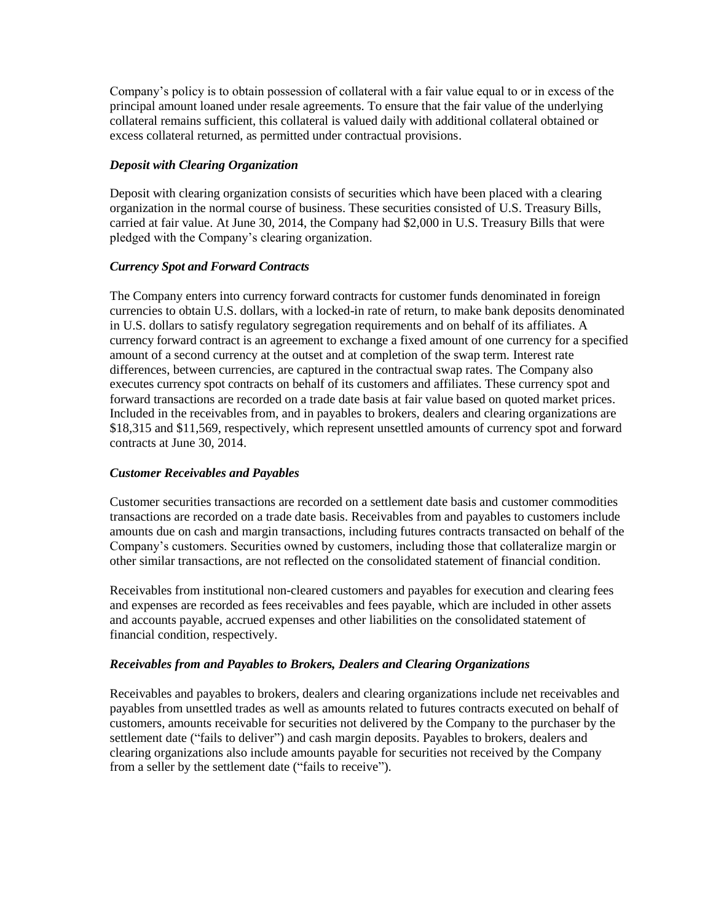Company's policy is to obtain possession of collateral with a fair value equal to or in excess of the principal amount loaned under resale agreements. To ensure that the fair value of the underlying collateral remains sufficient, this collateral is valued daily with additional collateral obtained or excess collateral returned, as permitted under contractual provisions.

***Deposit with Clearing Organization***

Deposit with clearing organization consists of securities which have been placed with a clearing organization in the normal course of business. These securities consisted of U.S. Treasury Bills, carried at fair value. At June 30, 2014, the Company had $2,000 in U.S. Treasury Bills that were pledged with the Company's clearing organization.

***Currency Spot and Forward Contracts***

The Company enters into currency forward contracts for customer funds denominated in foreign currencies to obtain U.S. dollars, with a locked-in rate of return, to make bank deposits denominated in U.S. dollars to satisfy regulatory segregation requirements and on behalf of its affiliates. A currency forward contract is an agreement to exchange a fixed amount of one currency for a specified amount of a second currency at the outset and at completion of the swap term. Interest rate differences, between currencies, are captured in the contractual swap rates. The Company also executes currency spot contracts on behalf of its customers and affiliates. These currency spot and forward transactions are recorded on a trade date basis at fair value based on quoted market prices. Included in the receivables from, and in payables to brokers, dealers and clearing organizations are $18,315 and $11,569, respectively, which represent unsettled amounts of currency spot and forward contracts at June 30, 2014.

***Customer Receivables and Payables***

Customer securities transactions are recorded on a settlement date basis and customer commodities transactions are recorded on a trade date basis. Receivables from and payables to customers include amounts due on cash and margin transactions, including futures contracts transacted on behalf of the Company's customers. Securities owned by customers, including those that collateralize margin or other similar transactions, are not reflected on the consolidated statement of financial condition.

Receivables from institutional non-cleared customers and payables for execution and clearing fees and expenses are recorded as fees receivables and fees payable, which are included in other assets and accounts payable, accrued expenses and other liabilities on the consolidated statement of financial condition, respectively.

***Receivables from and Payables to Brokers, Dealers and Clearing Organizations***

Receivables and payables to brokers, dealers and clearing organizations include net receivables and payables from unsettled trades as well as amounts related to futures contracts executed on behalf of customers, amounts receivable for securities not delivered by the Company to the purchaser by the settlement date ("fails to deliver") and cash margin deposits. Payables to brokers, dealers and clearing organizations also include amounts payable for securities not received by the Company from a seller by the settlement date ("fails to receive").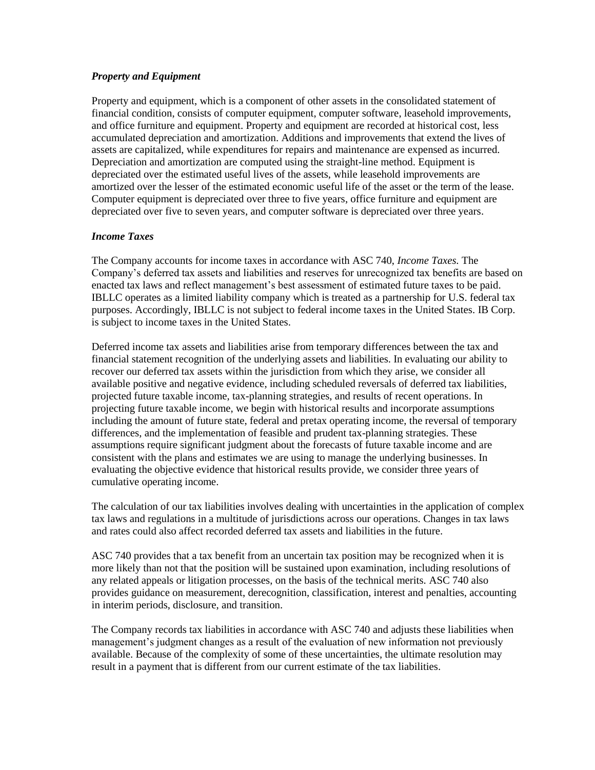### *Property and Equipment*

Property and equipment, which is a component of other assets in the consolidated statement of financial condition, consists of computer equipment, computer software, leasehold improvements, and office furniture and equipment. Property and equipment are recorded at historical cost, less accumulated depreciation and amortization. Additions and improvements that extend the lives of assets are capitalized, while expenditures for repairs and maintenance are expensed as incurred. Depreciation and amortization are computed using the straight-line method. Equipment is depreciated over the estimated useful lives of the assets, while leasehold improvements are amortized over the lesser of the estimated economic useful life of the asset or the term of the lease. Computer equipment is depreciated over three to five years, office furniture and equipment are depreciated over five to seven years, and computer software is depreciated over three years.

### *Income Taxes*

The Company accounts for income taxes in accordance with ASC 740, *Income Taxes.* The Company's deferred tax assets and liabilities and reserves for unrecognized tax benefits are based on enacted tax laws and reflect management's best assessment of estimated future taxes to be paid. IBLLC operates as a limited liability company which is treated as a partnership for U.S. federal tax purposes. Accordingly, IBLLC is not subject to federal income taxes in the United States. IB Corp. is subject to income taxes in the United States.

Deferred income tax assets and liabilities arise from temporary differences between the tax and financial statement recognition of the underlying assets and liabilities. In evaluating our ability to recover our deferred tax assets within the jurisdiction from which they arise, we consider all available positive and negative evidence, including scheduled reversals of deferred tax liabilities, projected future taxable income, tax-planning strategies, and results of recent operations. In projecting future taxable income, we begin with historical results and incorporate assumptions including the amount of future state, federal and pretax operating income, the reversal of temporary differences, and the implementation of feasible and prudent tax-planning strategies. These assumptions require significant judgment about the forecasts of future taxable income and are consistent with the plans and estimates we are using to manage the underlying businesses. In evaluating the objective evidence that historical results provide, we consider three years of cumulative operating income.

The calculation of our tax liabilities involves dealing with uncertainties in the application of complex tax laws and regulations in a multitude of jurisdictions across our operations. Changes in tax laws and rates could also affect recorded deferred tax assets and liabilities in the future.

ASC 740 provides that a tax benefit from an uncertain tax position may be recognized when it is more likely than not that the position will be sustained upon examination, including resolutions of any related appeals or litigation processes, on the basis of the technical merits. ASC 740 also provides guidance on measurement, derecognition, classification, interest and penalties, accounting in interim periods, disclosure, and transition.

The Company records tax liabilities in accordance with ASC 740 and adjusts these liabilities when management's judgment changes as a result of the evaluation of new information not previously available. Because of the complexity of some of these uncertainties, the ultimate resolution may result in a payment that is different from our current estimate of the tax liabilities.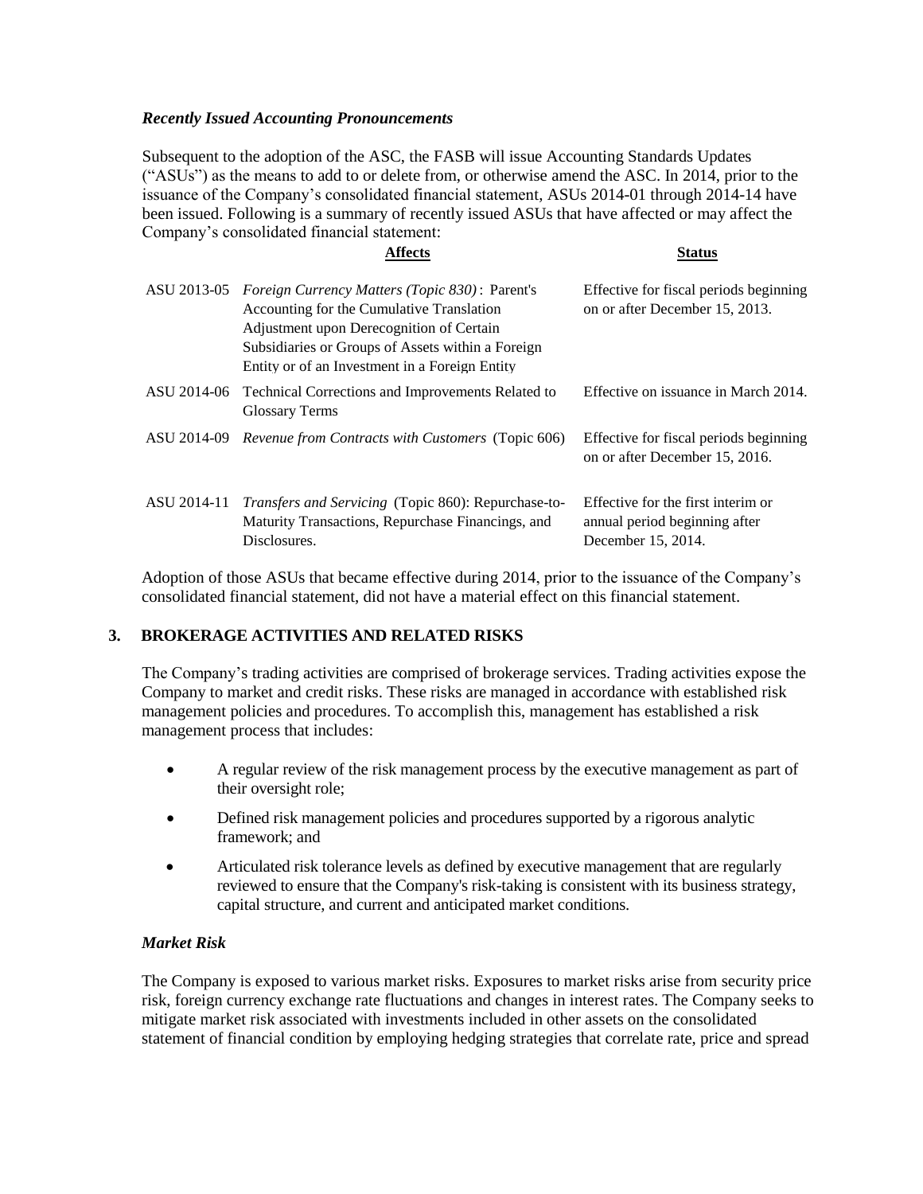### *Recently Issued Accounting Pronouncements*

Subsequent to the adoption of the ASC, the FASB will issue Accounting Standards Updates ("ASUs") as the means to add to or delete from, or otherwise amend the ASC. In 2014, prior to the issuance of the Company's consolidated financial statement, ASUs 2014-01 through 2014-14 have been issued. Following is a summary of recently issued ASUs that have affected or may affect the Company's consolidated financial statement:

| | **Affects** | **Status** |
|---|---|---|
| ASU 2013-05 | *Foreign Currency Matters (Topic 830)*: Parent's Accounting for the Cumulative Translation Adjustment upon Derecognition of Certain Subsidiaries or Groups of Assets within a Foreign Entity or of an Investment in a Foreign Entity | Effective for fiscal periods beginning on or after December 15, 2013. |
| ASU 2014-06 | Technical Corrections and Improvements Related to Glossary Terms | Effective on issuance in March 2014. |
| ASU 2014-09 | *Revenue from Contracts with Customers* (Topic 606) | Effective for fiscal periods beginning on or after December 15, 2016. |
| ASU 2014-11 | *Transfers and Servicing* (Topic 860): Repurchase-to-Maturity Transactions, Repurchase Financings, and Disclosures. | Effective for the first interim or annual period beginning after December 15, 2014. |

Adoption of those ASUs that became effective during 2014, prior to the issuance of the Company's consolidated financial statement, did not have a material effect on this financial statement.

## 3. BROKERAGE ACTIVITIES AND RELATED RISKS

The Company's trading activities are comprised of brokerage services. Trading activities expose the Company to market and credit risks. These risks are managed in accordance with established risk management policies and procedures. To accomplish this, management has established a risk management process that includes:

- A regular review of the risk management process by the executive management as part of their oversight role;
- Defined risk management policies and procedures supported by a rigorous analytic framework; and
- Articulated risk tolerance levels as defined by executive management that are regularly reviewed to ensure that the Company's risk-taking is consistent with its business strategy, capital structure, and current and anticipated market conditions.

### *Market Risk*

The Company is exposed to various market risks. Exposures to market risks arise from security price risk, foreign currency exchange rate fluctuations and changes in interest rates. The Company seeks to mitigate market risk associated with investments included in other assets on the consolidated statement of financial condition by employing hedging strategies that correlate rate, price and spread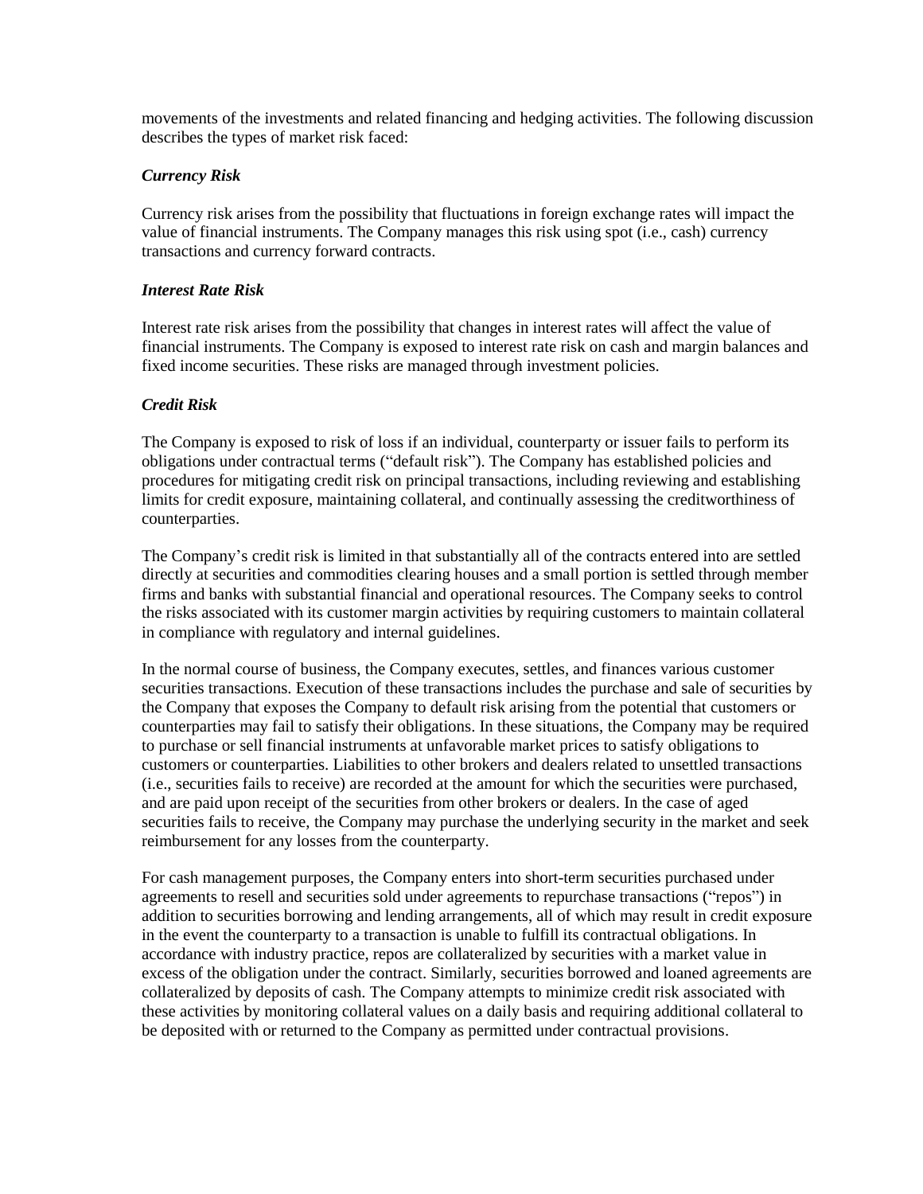movements of the investments and related financing and hedging activities. The following discussion describes the types of market risk faced:

### *Currency Risk*

Currency risk arises from the possibility that fluctuations in foreign exchange rates will impact the value of financial instruments. The Company manages this risk using spot (i.e., cash) currency transactions and currency forward contracts.

### *Interest Rate Risk*

Interest rate risk arises from the possibility that changes in interest rates will affect the value of financial instruments. The Company is exposed to interest rate risk on cash and margin balances and fixed income securities. These risks are managed through investment policies.

### *Credit Risk*

The Company is exposed to risk of loss if an individual, counterparty or issuer fails to perform its obligations under contractual terms ("default risk"). The Company has established policies and procedures for mitigating credit risk on principal transactions, including reviewing and establishing limits for credit exposure, maintaining collateral, and continually assessing the creditworthiness of counterparties.

The Company's credit risk is limited in that substantially all of the contracts entered into are settled directly at securities and commodities clearing houses and a small portion is settled through member firms and banks with substantial financial and operational resources. The Company seeks to control the risks associated with its customer margin activities by requiring customers to maintain collateral in compliance with regulatory and internal guidelines.

In the normal course of business, the Company executes, settles, and finances various customer securities transactions. Execution of these transactions includes the purchase and sale of securities by the Company that exposes the Company to default risk arising from the potential that customers or counterparties may fail to satisfy their obligations. In these situations, the Company may be required to purchase or sell financial instruments at unfavorable market prices to satisfy obligations to customers or counterparties. Liabilities to other brokers and dealers related to unsettled transactions (i.e., securities fails to receive) are recorded at the amount for which the securities were purchased, and are paid upon receipt of the securities from other brokers or dealers. In the case of aged securities fails to receive, the Company may purchase the underlying security in the market and seek reimbursement for any losses from the counterparty.

For cash management purposes, the Company enters into short-term securities purchased under agreements to resell and securities sold under agreements to repurchase transactions ("repos") in addition to securities borrowing and lending arrangements, all of which may result in credit exposure in the event the counterparty to a transaction is unable to fulfill its contractual obligations. In accordance with industry practice, repos are collateralized by securities with a market value in excess of the obligation under the contract. Similarly, securities borrowed and loaned agreements are collateralized by deposits of cash. The Company attempts to minimize credit risk associated with these activities by monitoring collateral values on a daily basis and requiring additional collateral to be deposited with or returned to the Company as permitted under contractual provisions.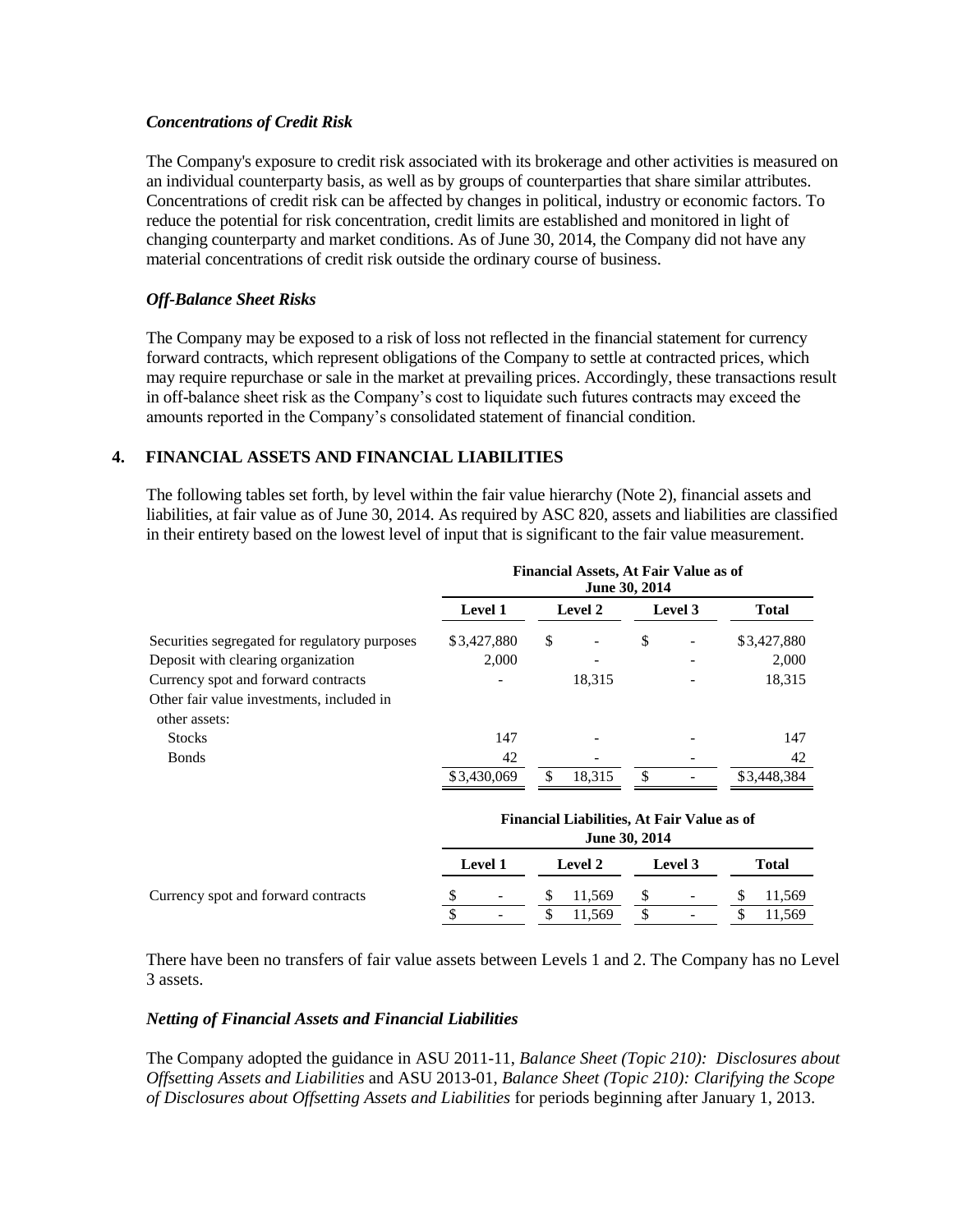### *Concentrations of Credit Risk*

The Company's exposure to credit risk associated with its brokerage and other activities is measured on an individual counterparty basis, as well as by groups of counterparties that share similar attributes. Concentrations of credit risk can be affected by changes in political, industry or economic factors. To reduce the potential for risk concentration, credit limits are established and monitored in light of changing counterparty and market conditions. As of June 30, 2014, the Company did not have any material concentrations of credit risk outside the ordinary course of business.

### *Off-Balance Sheet Risks*

The Company may be exposed to a risk of loss not reflected in the financial statement for currency forward contracts, which represent obligations of the Company to settle at contracted prices, which may require repurchase or sale in the market at prevailing prices. Accordingly, these transactions result in off-balance sheet risk as the Company's cost to liquidate such futures contracts may exceed the amounts reported in the Company's consolidated statement of financial condition.

## 4. FINANCIAL ASSETS AND FINANCIAL LIABILITIES

The following tables set forth, by level within the fair value hierarchy (Note 2), financial assets and liabilities, at fair value as of June 30, 2014. As required by ASC 820, assets and liabilities are classified in their entirety based on the lowest level of input that is significant to the fair value measurement.

| | Financial Assets, At Fair Value as of June 30, 2014 | | | |
|---|---|---|---|---|
| | **Level 1** | **Level 2** | **Level 3** | **Total** |
| Securities segregated for regulatory purposes | $3,427,880 | $ - | $ - | $3,427,880 |
| Deposit with clearing organization | 2,000 | - | - | 2,000 |
| Currency spot and forward contracts | - | 18,315 | - | 18,315 |
| Other fair value investments, included in other assets: | | | | |
| Stocks | 147 | - | - | 147 |
| Bonds | 42 | - | - | 42 |
| | $3,430,069 | $ 18,315 | $ - | $3,448,384 |

| | Financial Liabilities, At Fair Value as of June 30, 2014 | | | |
|---|---|---|---|---|
| | **Level 1** | **Level 2** | **Level 3** | **Total** |
| Currency spot and forward contracts | $ - | $ 11,569 | $ - | $ 11,569 |
| | $ - | $ 11,569 | $ - | $ 11,569 |

There have been no transfers of fair value assets between Levels 1 and 2. The Company has no Level 3 assets.

### *Netting of Financial Assets and Financial Liabilities*

The Company adopted the guidance in ASU 2011-11, *Balance Sheet (Topic 210): Disclosures about Offsetting Assets and Liabilities* and ASU 2013-01, *Balance Sheet (Topic 210): Clarifying the Scope of Disclosures about Offsetting Assets and Liabilities* for periods beginning after January 1, 2013.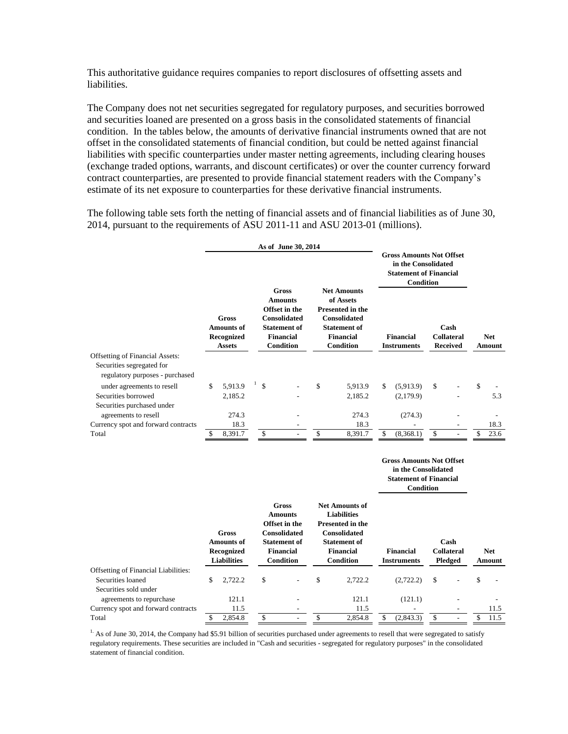This authoritative guidance requires companies to report disclosures of offsetting assets and liabilities.

The Company does not net securities segregated for regulatory purposes, and securities borrowed and securities loaned are presented on a gross basis in the consolidated statements of financial condition. In the tables below, the amounts of derivative financial instruments owned that are not offset in the consolidated statements of financial condition, but could be netted against financial liabilities with specific counterparties under master netting agreements, including clearing houses (exchange traded options, warrants, and discount certificates) or over the counter currency forward contract counterparties, are presented to provide financial statement readers with the Company's estimate of its net exposure to counterparties for these derivative financial instruments.

The following table sets forth the netting of financial assets and of financial liabilities as of June 30, 2014, pursuant to the requirements of ASU 2011-11 and ASU 2013-01 (millions).

| As of June 30, 2014 | | | | Gross Amounts Not Offset in the Consolidated Statement of Financial Condition | | |
|---|---|---|---|---|---|---|
| | Gross Amounts of Recognized Assets | Gross Amounts Offset in the Consolidated Statement of Financial Condition | Net Amounts of Assets Presented in the Consolidated Statement of Financial Condition | Financial Instruments | Cash Collateral Received | Net Amount |
| Offsetting of Financial Assets: | | | | | | |
| Securities segregated for regulatory purposes - purchased under agreements to resell | $ 5,913.9 [1] | $ - | $ 5,913.9 | $ (5,913.9) | $ - | $ - |
| Securities borrowed | 2,185.2 | - | 2,185.2 | (2,179.9) | - | 5.3 |
| Securities purchased under agreements to resell | 274.3 | - | 274.3 | (274.3) | - | - |
| Currency spot and forward contracts | 18.3 | - | 18.3 | - | - | 18.3 |
| Total | $ 8,391.7 | $ - | $ 8,391.7 | $ (8,368.1) | $ - | $ 23.6 |

| | | | | Gross Amounts Not Offset in the Consolidated Statement of Financial Condition | | |
|---|---|---|---|---|---|---|
| | Gross Amounts of Recognized Liabilities | Gross Amounts Offset in the Consolidated Statement of Financial Condition | Net Amounts of Liabilities Presented in the Consolidated Statement of Financial Condition | Financial Instruments | Cash Collateral Pledged | Net Amount |
| Offsetting of Financial Liabilities: | | | | | | |
| Securities loaned | $ 2,722.2 | $ - | $ 2,722.2 | (2,722.2) | $ - | $ - |
| Securities sold under agreements to repurchase | 121.1 | - | 121.1 | (121.1) | - | - |
| Currency spot and forward contracts | 11.5 | - | 11.5 | - | - | 11.5 |
| Total | $ 2,854.8 | $ - | $ 2,854.8 | $ (2,843.3) | $ - | $ 11.5 |

[1] As of June 30, 2014, the Company had $5.91 billion of securities purchased under agreements to resell that were segregated to satisfy regulatory requirements. These securities are included in "Cash and securities - segregated for regulatory purposes" in the consolidated statement of financial condition.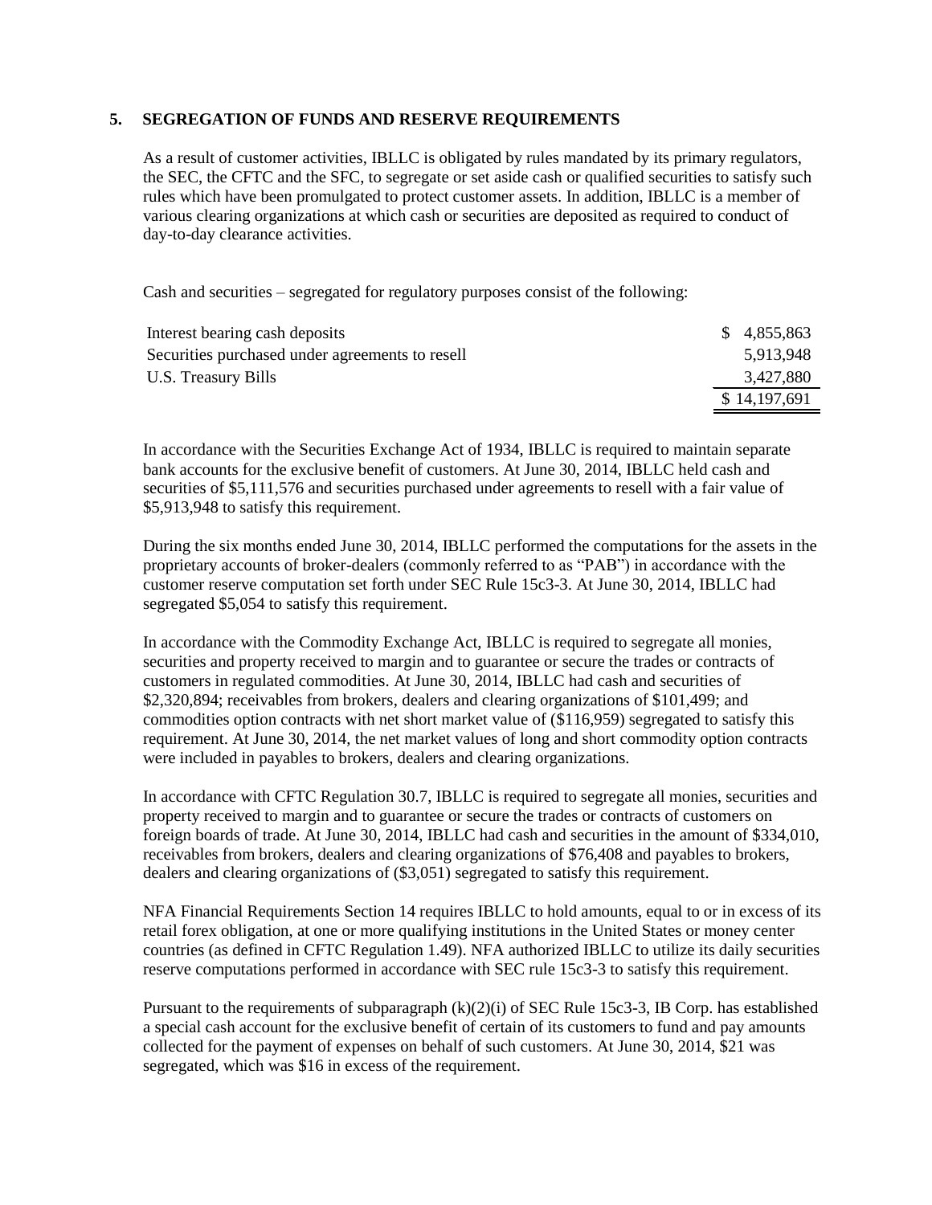## 5. SEGREGATION OF FUNDS AND RESERVE REQUIREMENTS

As a result of customer activities, IBLLC is obligated by rules mandated by its primary regulators, the SEC, the CFTC and the SFC, to segregate or set aside cash or qualified securities to satisfy such rules which have been promulgated to protect customer assets. In addition, IBLLC is a member of various clearing organizations at which cash or securities are deposited as required to conduct of day-to-day clearance activities.

Cash and securities – segregated for regulatory purposes consist of the following:

| | |
|---|---|
| Interest bearing cash deposits | $ 4,855,863 |
| Securities purchased under agreements to resell | 5,913,948 |
| U.S. Treasury Bills | 3,427,880 |
| | $ 14,197,691 |

In accordance with the Securities Exchange Act of 1934, IBLLC is required to maintain separate bank accounts for the exclusive benefit of customers. At June 30, 2014, IBLLC held cash and securities of $5,111,576 and securities purchased under agreements to resell with a fair value of $5,913,948 to satisfy this requirement.

During the six months ended June 30, 2014, IBLLC performed the computations for the assets in the proprietary accounts of broker-dealers (commonly referred to as "PAB") in accordance with the customer reserve computation set forth under SEC Rule 15c3-3. At June 30, 2014, IBLLC had segregated $5,054 to satisfy this requirement.

In accordance with the Commodity Exchange Act, IBLLC is required to segregate all monies, securities and property received to margin and to guarantee or secure the trades or contracts of customers in regulated commodities. At June 30, 2014, IBLLC had cash and securities of $2,320,894; receivables from brokers, dealers and clearing organizations of $101,499; and commodities option contracts with net short market value of ($116,959) segregated to satisfy this requirement. At June 30, 2014, the net market values of long and short commodity option contracts were included in payables to brokers, dealers and clearing organizations.

In accordance with CFTC Regulation 30.7, IBLLC is required to segregate all monies, securities and property received to margin and to guarantee or secure the trades or contracts of customers on foreign boards of trade. At June 30, 2014, IBLLC had cash and securities in the amount of $334,010, receivables from brokers, dealers and clearing organizations of $76,408 and payables to brokers, dealers and clearing organizations of ($3,051) segregated to satisfy this requirement.

NFA Financial Requirements Section 14 requires IBLLC to hold amounts, equal to or in excess of its retail forex obligation, at one or more qualifying institutions in the United States or money center countries (as defined in CFTC Regulation 1.49). NFA authorized IBLLC to utilize its daily securities reserve computations performed in accordance with SEC rule 15c3-3 to satisfy this requirement.

Pursuant to the requirements of subparagraph (k)(2)(i) of SEC Rule 15c3-3, IB Corp. has established a special cash account for the exclusive benefit of certain of its customers to fund and pay amounts collected for the payment of expenses on behalf of such customers. At June 30, 2014, $21 was segregated, which was $16 in excess of the requirement.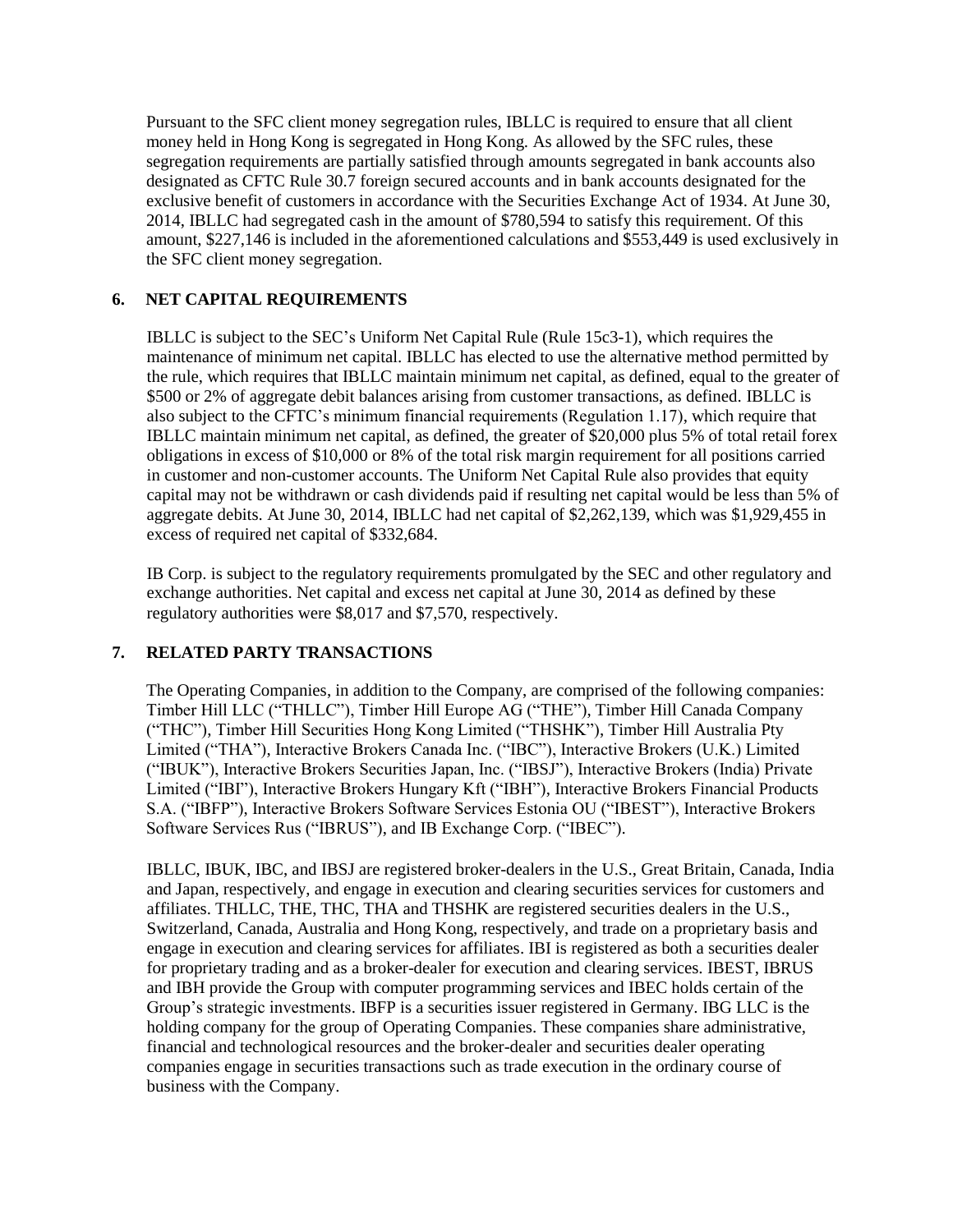Pursuant to the SFC client money segregation rules, IBLLC is required to ensure that all client money held in Hong Kong is segregated in Hong Kong. As allowed by the SFC rules, these segregation requirements are partially satisfied through amounts segregated in bank accounts also designated as CFTC Rule 30.7 foreign secured accounts and in bank accounts designated for the exclusive benefit of customers in accordance with the Securities Exchange Act of 1934. At June 30, 2014, IBLLC had segregated cash in the amount of $780,594 to satisfy this requirement. Of this amount, $227,146 is included in the aforementioned calculations and $553,449 is used exclusively in the SFC client money segregation.

## 6. NET CAPITAL REQUIREMENTS

IBLLC is subject to the SEC's Uniform Net Capital Rule (Rule 15c3-1), which requires the maintenance of minimum net capital. IBLLC has elected to use the alternative method permitted by the rule, which requires that IBLLC maintain minimum net capital, as defined, equal to the greater of $500 or 2% of aggregate debit balances arising from customer transactions, as defined. IBLLC is also subject to the CFTC's minimum financial requirements (Regulation 1.17), which require that IBLLC maintain minimum net capital, as defined, the greater of $20,000 plus 5% of total retail forex obligations in excess of $10,000 or 8% of the total risk margin requirement for all positions carried in customer and non-customer accounts. The Uniform Net Capital Rule also provides that equity capital may not be withdrawn or cash dividends paid if resulting net capital would be less than 5% of aggregate debits. At June 30, 2014, IBLLC had net capital of $2,262,139, which was $1,929,455 in excess of required net capital of $332,684.

IB Corp. is subject to the regulatory requirements promulgated by the SEC and other regulatory and exchange authorities. Net capital and excess net capital at June 30, 2014 as defined by these regulatory authorities were $8,017 and $7,570, respectively.

## 7. RELATED PARTY TRANSACTIONS

The Operating Companies, in addition to the Company, are comprised of the following companies: Timber Hill LLC ("THLLC"), Timber Hill Europe AG ("THE"), Timber Hill Canada Company ("THC"), Timber Hill Securities Hong Kong Limited ("THSHK"), Timber Hill Australia Pty Limited ("THA"), Interactive Brokers Canada Inc. ("IBC"), Interactive Brokers (U.K.) Limited ("IBUK"), Interactive Brokers Securities Japan, Inc. ("IBSJ"), Interactive Brokers (India) Private Limited ("IBI"), Interactive Brokers Hungary Kft ("IBH"), Interactive Brokers Financial Products S.A. ("IBFP"), Interactive Brokers Software Services Estonia OU ("IBEST"), Interactive Brokers Software Services Rus ("IBRUS"), and IB Exchange Corp. ("IBEC").

IBLLC, IBUK, IBC, and IBSJ are registered broker-dealers in the U.S., Great Britain, Canada, India and Japan, respectively, and engage in execution and clearing securities services for customers and affiliates. THLLC, THE, THC, THA and THSHK are registered securities dealers in the U.S., Switzerland, Canada, Australia and Hong Kong, respectively, and trade on a proprietary basis and engage in execution and clearing services for affiliates. IBI is registered as both a securities dealer for proprietary trading and as a broker-dealer for execution and clearing services. IBEST, IBRUS and IBH provide the Group with computer programming services and IBEC holds certain of the Group's strategic investments. IBFP is a securities issuer registered in Germany. IBG LLC is the holding company for the group of Operating Companies. These companies share administrative, financial and technological resources and the broker-dealer and securities dealer operating companies engage in securities transactions such as trade execution in the ordinary course of business with the Company.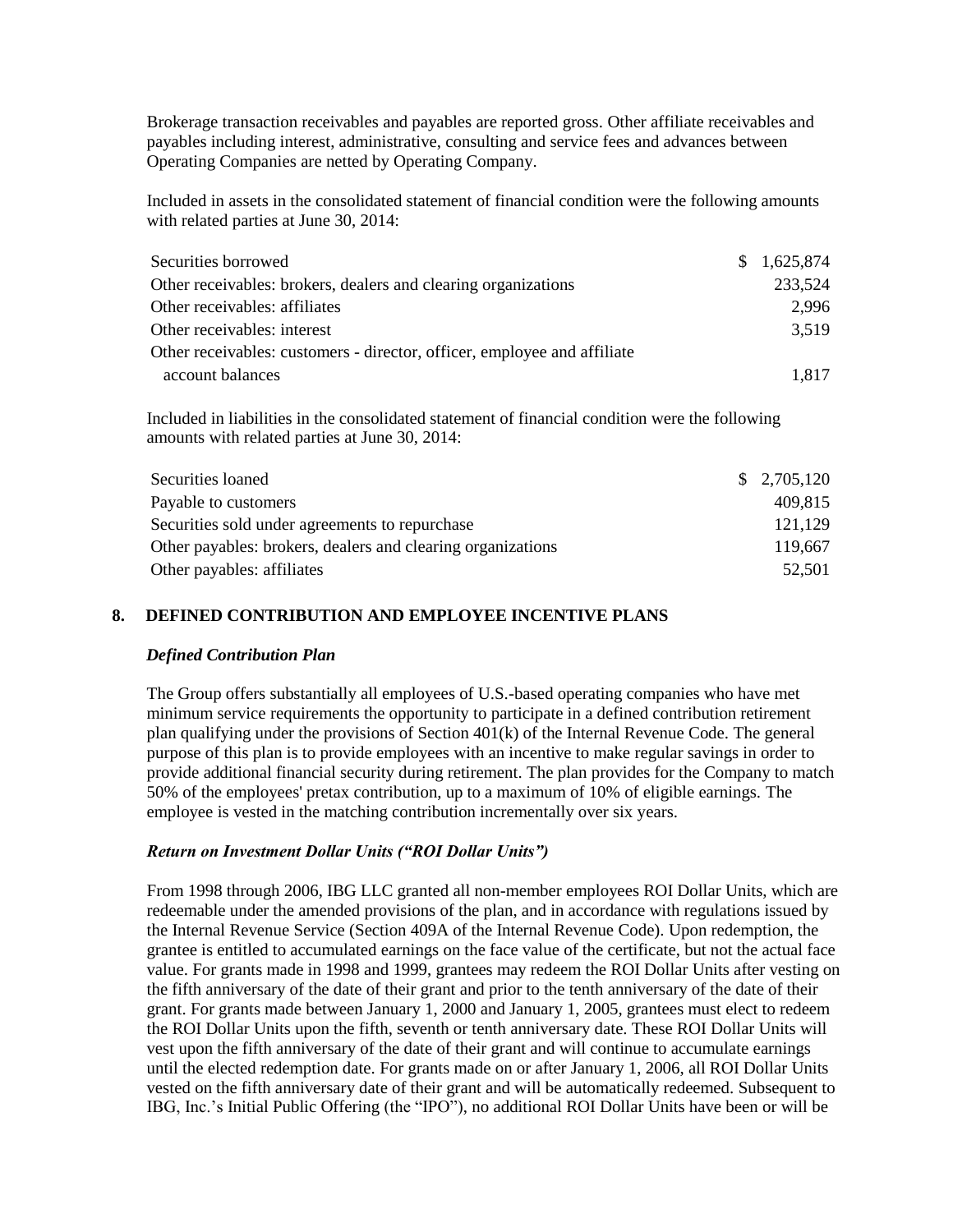Brokerage transaction receivables and payables are reported gross. Other affiliate receivables and payables including interest, administrative, consulting and service fees and advances between Operating Companies are netted by Operating Company.

Included in assets in the consolidated statement of financial condition were the following amounts with related parties at June 30, 2014:

| | |
|---|---|
| Securities borrowed | $ 1,625,874 |
| Other receivables: brokers, dealers and clearing organizations | 233,524 |
| Other receivables: affiliates | 2,996 |
| Other receivables: interest | 3,519 |
| Other receivables: customers - director, officer, employee and affiliate account balances | 1,817 |

Included in liabilities in the consolidated statement of financial condition were the following amounts with related parties at June 30, 2014:

| | |
|---|---|
| Securities loaned | $ 2,705,120 |
| Payable to customers | 409,815 |
| Securities sold under agreements to repurchase | 121,129 |
| Other payables: brokers, dealers and clearing organizations | 119,667 |
| Other payables: affiliates | 52,501 |

## 8. DEFINED CONTRIBUTION AND EMPLOYEE INCENTIVE PLANS

### *Defined Contribution Plan*

The Group offers substantially all employees of U.S.-based operating companies who have met minimum service requirements the opportunity to participate in a defined contribution retirement plan qualifying under the provisions of Section 401(k) of the Internal Revenue Code. The general purpose of this plan is to provide employees with an incentive to make regular savings in order to provide additional financial security during retirement. The plan provides for the Company to match 50% of the employees' pretax contribution, up to a maximum of 10% of eligible earnings. The employee is vested in the matching contribution incrementally over six years.

### *Return on Investment Dollar Units ("ROI Dollar Units")*

From 1998 through 2006, IBG LLC granted all non-member employees ROI Dollar Units, which are redeemable under the amended provisions of the plan, and in accordance with regulations issued by the Internal Revenue Service (Section 409A of the Internal Revenue Code). Upon redemption, the grantee is entitled to accumulated earnings on the face value of the certificate, but not the actual face value. For grants made in 1998 and 1999, grantees may redeem the ROI Dollar Units after vesting on the fifth anniversary of the date of their grant and prior to the tenth anniversary of the date of their grant. For grants made between January 1, 2000 and January 1, 2005, grantees must elect to redeem the ROI Dollar Units upon the fifth, seventh or tenth anniversary date. These ROI Dollar Units will vest upon the fifth anniversary of the date of their grant and will continue to accumulate earnings until the elected redemption date. For grants made on or after January 1, 2006, all ROI Dollar Units vested on the fifth anniversary date of their grant and will be automatically redeemed. Subsequent to IBG, Inc.'s Initial Public Offering (the "IPO"), no additional ROI Dollar Units have been or will be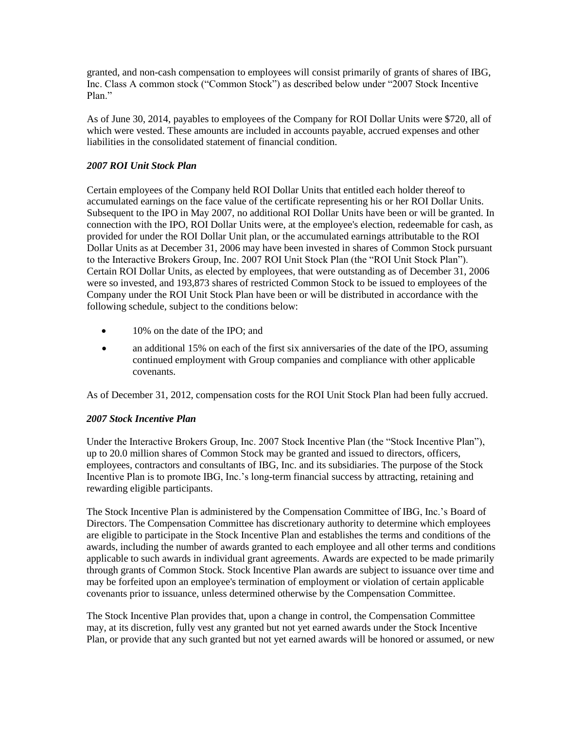granted, and non-cash compensation to employees will consist primarily of grants of shares of IBG, Inc. Class A common stock ("Common Stock") as described below under "2007 Stock Incentive Plan."

As of June 30, 2014, payables to employees of the Company for ROI Dollar Units were $720, all of which were vested. These amounts are included in accounts payable, accrued expenses and other liabilities in the consolidated statement of financial condition.

### *2007 ROI Unit Stock Plan*

Certain employees of the Company held ROI Dollar Units that entitled each holder thereof to accumulated earnings on the face value of the certificate representing his or her ROI Dollar Units. Subsequent to the IPO in May 2007, no additional ROI Dollar Units have been or will be granted. In connection with the IPO, ROI Dollar Units were, at the employee's election, redeemable for cash, as provided for under the ROI Dollar Unit plan, or the accumulated earnings attributable to the ROI Dollar Units as at December 31, 2006 may have been invested in shares of Common Stock pursuant to the Interactive Brokers Group, Inc. 2007 ROI Unit Stock Plan (the "ROI Unit Stock Plan"). Certain ROI Dollar Units, as elected by employees, that were outstanding as of December 31, 2006 were so invested, and 193,873 shares of restricted Common Stock to be issued to employees of the Company under the ROI Unit Stock Plan have been or will be distributed in accordance with the following schedule, subject to the conditions below:

- 10% on the date of the IPO; and
- an additional 15% on each of the first six anniversaries of the date of the IPO, assuming continued employment with Group companies and compliance with other applicable covenants.

As of December 31, 2012, compensation costs for the ROI Unit Stock Plan had been fully accrued.

### *2007 Stock Incentive Plan*

Under the Interactive Brokers Group, Inc. 2007 Stock Incentive Plan (the "Stock Incentive Plan"), up to 20.0 million shares of Common Stock may be granted and issued to directors, officers, employees, contractors and consultants of IBG, Inc. and its subsidiaries. The purpose of the Stock Incentive Plan is to promote IBG, Inc.'s long-term financial success by attracting, retaining and rewarding eligible participants.

The Stock Incentive Plan is administered by the Compensation Committee of IBG, Inc.'s Board of Directors. The Compensation Committee has discretionary authority to determine which employees are eligible to participate in the Stock Incentive Plan and establishes the terms and conditions of the awards, including the number of awards granted to each employee and all other terms and conditions applicable to such awards in individual grant agreements. Awards are expected to be made primarily through grants of Common Stock. Stock Incentive Plan awards are subject to issuance over time and may be forfeited upon an employee's termination of employment or violation of certain applicable covenants prior to issuance, unless determined otherwise by the Compensation Committee.

The Stock Incentive Plan provides that, upon a change in control, the Compensation Committee may, at its discretion, fully vest any granted but not yet earned awards under the Stock Incentive Plan, or provide that any such granted but not yet earned awards will be honored or assumed, or new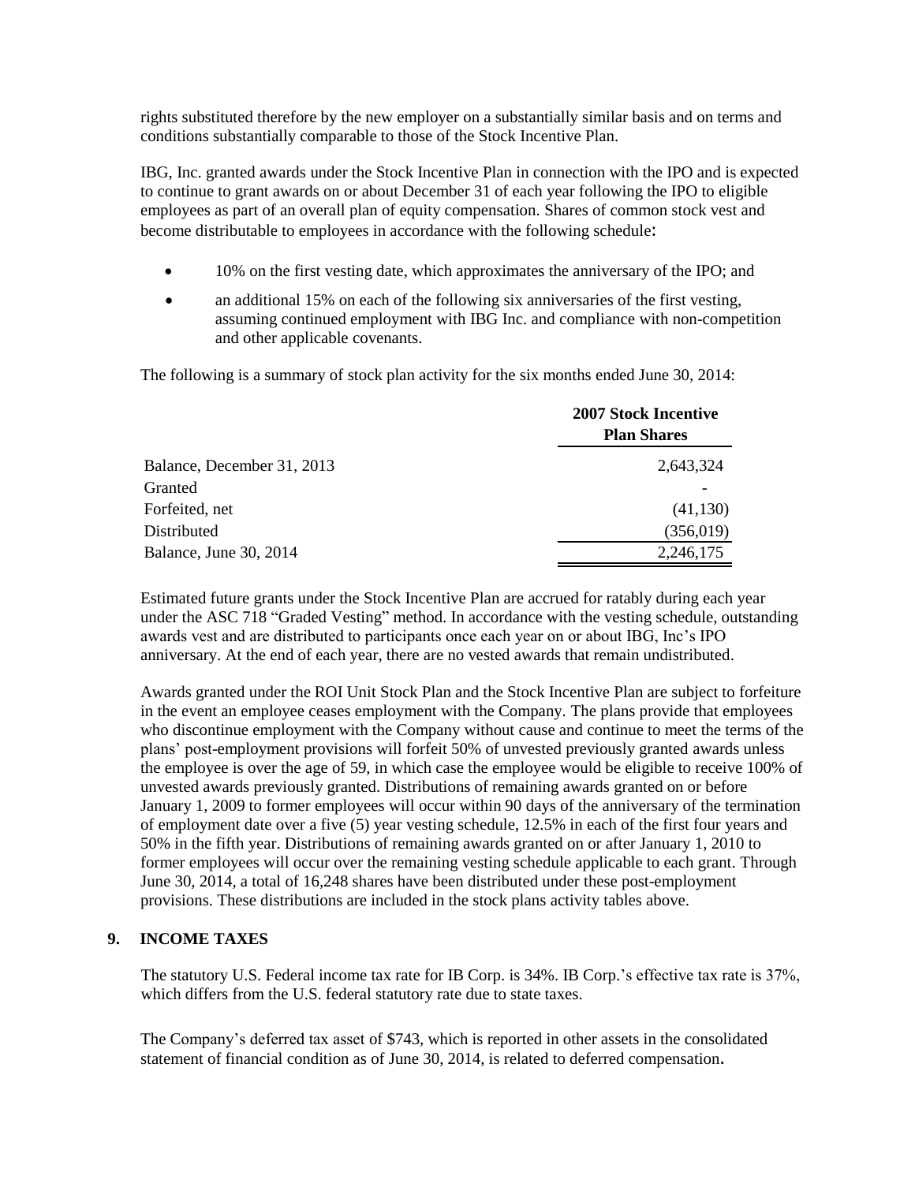rights substituted therefore by the new employer on a substantially similar basis and on terms and conditions substantially comparable to those of the Stock Incentive Plan.

IBG, Inc. granted awards under the Stock Incentive Plan in connection with the IPO and is expected to continue to grant awards on or about December 31 of each year following the IPO to eligible employees as part of an overall plan of equity compensation. Shares of common stock vest and become distributable to employees in accordance with the following schedule:

- 10% on the first vesting date, which approximates the anniversary of the IPO; and
- an additional 15% on each of the following six anniversaries of the first vesting, assuming continued employment with IBG Inc. and compliance with non-competition and other applicable covenants.

The following is a summary of stock plan activity for the six months ended June 30, 2014:

| | 2007 Stock Incentive Plan Shares |
|---|---|
| Balance, December 31, 2013 | 2,643,324 |
| Granted | - |
| Forfeited, net | (41,130) |
| Distributed | (356,019) |
| Balance, June 30, 2014 | 2,246,175 |

Estimated future grants under the Stock Incentive Plan are accrued for ratably during each year under the ASC 718 "Graded Vesting" method. In accordance with the vesting schedule, outstanding awards vest and are distributed to participants once each year on or about IBG, Inc's IPO anniversary. At the end of each year, there are no vested awards that remain undistributed.

Awards granted under the ROI Unit Stock Plan and the Stock Incentive Plan are subject to forfeiture in the event an employee ceases employment with the Company. The plans provide that employees who discontinue employment with the Company without cause and continue to meet the terms of the plans' post-employment provisions will forfeit 50% of unvested previously granted awards unless the employee is over the age of 59, in which case the employee would be eligible to receive 100% of unvested awards previously granted. Distributions of remaining awards granted on or before January 1, 2009 to former employees will occur within 90 days of the anniversary of the termination of employment date over a five (5) year vesting schedule, 12.5% in each of the first four years and 50% in the fifth year. Distributions of remaining awards granted on or after January 1, 2010 to former employees will occur over the remaining vesting schedule applicable to each grant. Through June 30, 2014, a total of 16,248 shares have been distributed under these post-employment provisions. These distributions are included in the stock plans activity tables above.

## 9. INCOME TAXES

The statutory U.S. Federal income tax rate for IB Corp. is 34%. IB Corp.'s effective tax rate is 37%, which differs from the U.S. federal statutory rate due to state taxes.

The Company's deferred tax asset of $743, which is reported in other assets in the consolidated statement of financial condition as of June 30, 2014, is related to deferred compensation.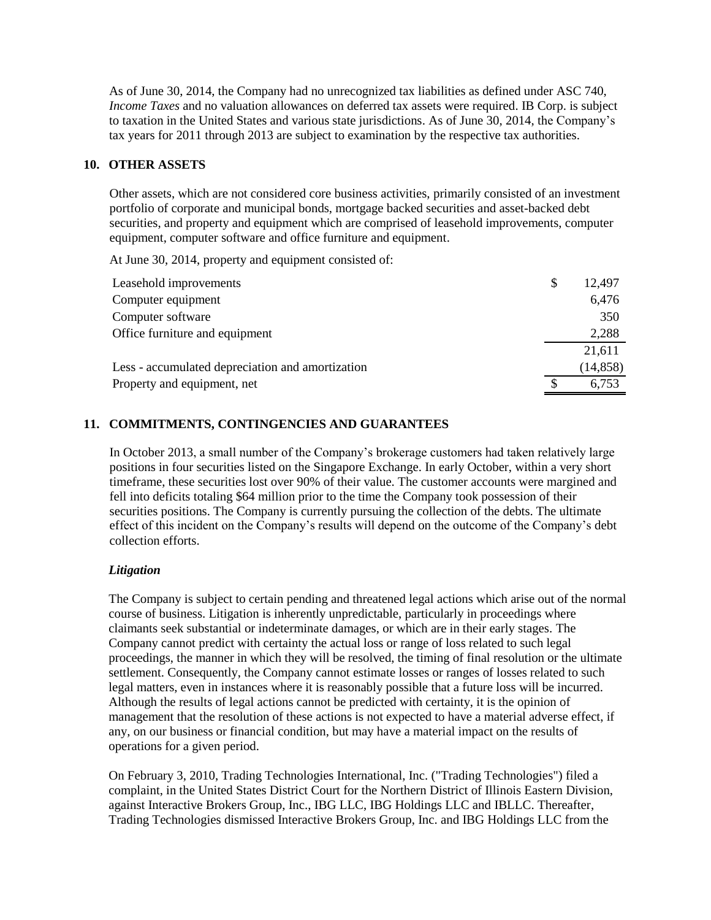As of June 30, 2014, the Company had no unrecognized tax liabilities as defined under ASC 740, *Income Taxes* and no valuation allowances on deferred tax assets were required. IB Corp. is subject to taxation in the United States and various state jurisdictions. As of June 30, 2014, the Company's tax years for 2011 through 2013 are subject to examination by the respective tax authorities.

## 10. OTHER ASSETS

Other assets, which are not considered core business activities, primarily consisted of an investment portfolio of corporate and municipal bonds, mortgage backed securities and asset-backed debt securities, and property and equipment which are comprised of leasehold improvements, computer equipment, computer software and office furniture and equipment.

At June 30, 2014, property and equipment consisted of:

| | |
|---|---|
| Leasehold improvements | $ 12,497 |
| Computer equipment | 6,476 |
| Computer software | 350 |
| Office furniture and equipment | 2,288 |
| | 21,611 |
| Less - accumulated depreciation and amortization | (14,858) |
| Property and equipment, net | $ 6,753 |

## 11. COMMITMENTS, CONTINGENCIES AND GUARANTEES

In October 2013, a small number of the Company's brokerage customers had taken relatively large positions in four securities listed on the Singapore Exchange. In early October, within a very short timeframe, these securities lost over 90% of their value. The customer accounts were margined and fell into deficits totaling $64 million prior to the time the Company took possession of their securities positions. The Company is currently pursuing the collection of the debts. The ultimate effect of this incident on the Company's results will depend on the outcome of the Company's debt collection efforts.

### *Litigation*

The Company is subject to certain pending and threatened legal actions which arise out of the normal course of business. Litigation is inherently unpredictable, particularly in proceedings where claimants seek substantial or indeterminate damages, or which are in their early stages. The Company cannot predict with certainty the actual loss or range of loss related to such legal proceedings, the manner in which they will be resolved, the timing of final resolution or the ultimate settlement. Consequently, the Company cannot estimate losses or ranges of losses related to such legal matters, even in instances where it is reasonably possible that a future loss will be incurred. Although the results of legal actions cannot be predicted with certainty, it is the opinion of management that the resolution of these actions is not expected to have a material adverse effect, if any, on our business or financial condition, but may have a material impact on the results of operations for a given period.

On February 3, 2010, Trading Technologies International, Inc. ("Trading Technologies") filed a complaint, in the United States District Court for the Northern District of Illinois Eastern Division, against Interactive Brokers Group, Inc., IBG LLC, IBG Holdings LLC and IBLLC. Thereafter, Trading Technologies dismissed Interactive Brokers Group, Inc. and IBG Holdings LLC from the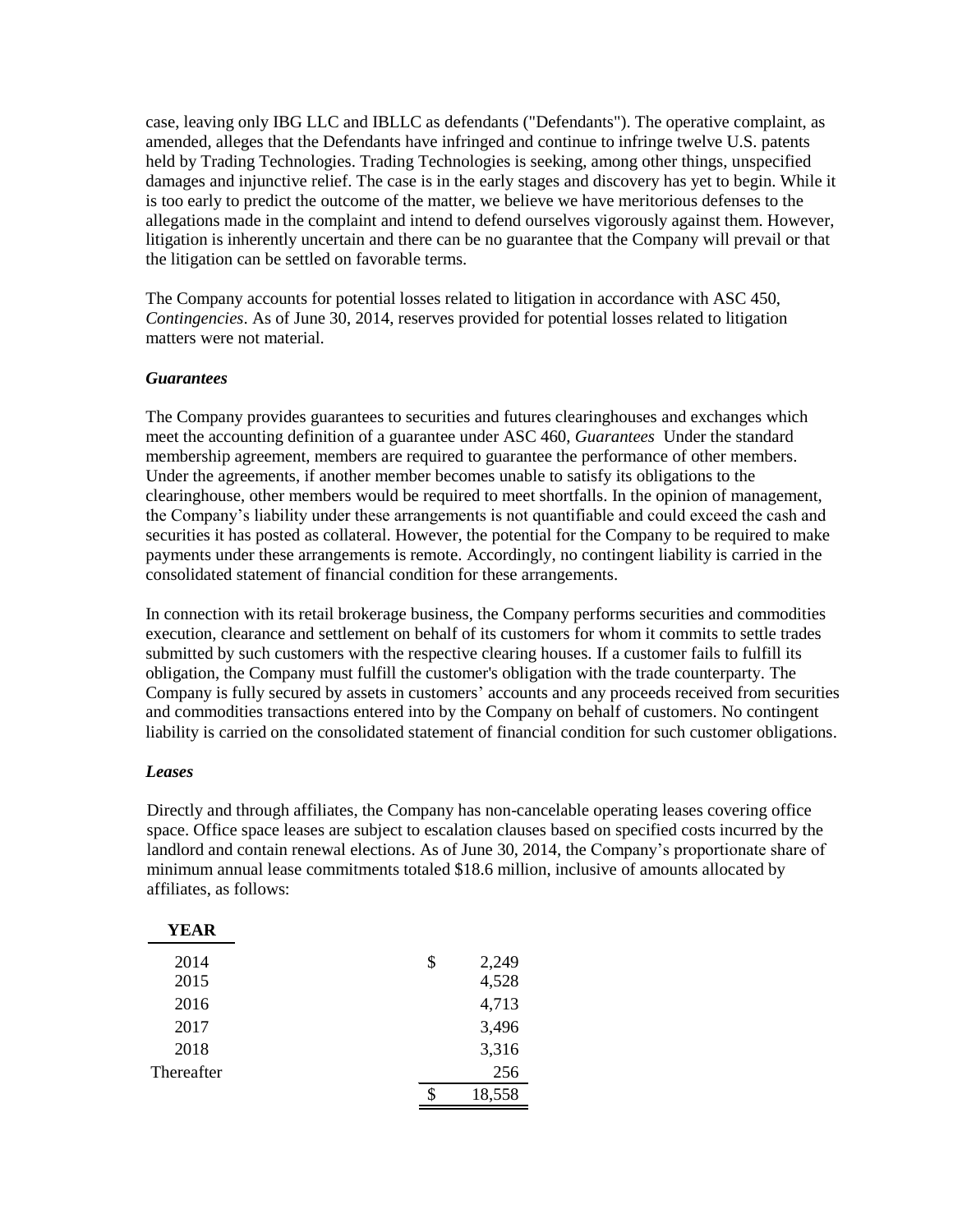case, leaving only IBG LLC and IBLLC as defendants ("Defendants"). The operative complaint, as amended, alleges that the Defendants have infringed and continue to infringe twelve U.S. patents held by Trading Technologies. Trading Technologies is seeking, among other things, unspecified damages and injunctive relief. The case is in the early stages and discovery has yet to begin. While it is too early to predict the outcome of the matter, we believe we have meritorious defenses to the allegations made in the complaint and intend to defend ourselves vigorously against them. However, litigation is inherently uncertain and there can be no guarantee that the Company will prevail or that the litigation can be settled on favorable terms.

The Company accounts for potential losses related to litigation in accordance with ASC 450, *Contingencies*. As of June 30, 2014, reserves provided for potential losses related to litigation matters were not material.

### *Guarantees*

The Company provides guarantees to securities and futures clearinghouses and exchanges which meet the accounting definition of a guarantee under ASC 460, *Guarantees* Under the standard membership agreement, members are required to guarantee the performance of other members. Under the agreements, if another member becomes unable to satisfy its obligations to the clearinghouse, other members would be required to meet shortfalls. In the opinion of management, the Company's liability under these arrangements is not quantifiable and could exceed the cash and securities it has posted as collateral. However, the potential for the Company to be required to make payments under these arrangements is remote. Accordingly, no contingent liability is carried in the consolidated statement of financial condition for these arrangements.

In connection with its retail brokerage business, the Company performs securities and commodities execution, clearance and settlement on behalf of its customers for whom it commits to settle trades submitted by such customers with the respective clearing houses. If a customer fails to fulfill its obligation, the Company must fulfill the customer's obligation with the trade counterparty. The Company is fully secured by assets in customers' accounts and any proceeds received from securities and commodities transactions entered into by the Company on behalf of customers. No contingent liability is carried on the consolidated statement of financial condition for such customer obligations.

### *Leases*

Directly and through affiliates, the Company has non-cancelable operating leases covering office space. Office space leases are subject to escalation clauses based on specified costs incurred by the landlord and contain renewal elections. As of June 30, 2014, the Company's proportionate share of minimum annual lease commitments totaled $18.6 million, inclusive of amounts allocated by affiliates, as follows:

| YEAR | |
|---|---|
| 2014 | $ 2,249 |
| 2015 | 4,528 |
| 2016 | 4,713 |
| 2017 | 3,496 |
| 2018 | 3,316 |
| Thereafter | 256 |
| | $ 18,558 |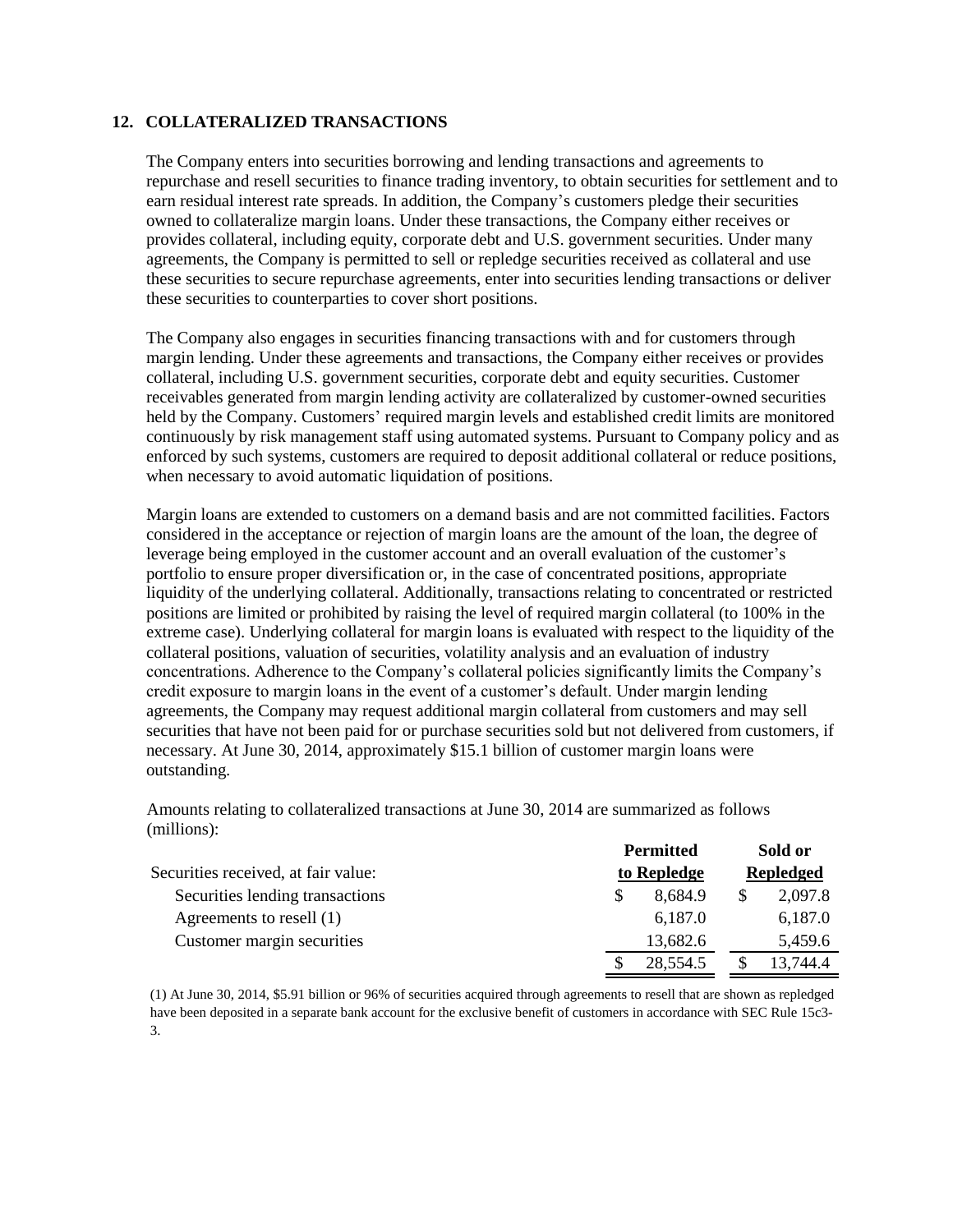## 12. COLLATERALIZED TRANSACTIONS

The Company enters into securities borrowing and lending transactions and agreements to repurchase and resell securities to finance trading inventory, to obtain securities for settlement and to earn residual interest rate spreads. In addition, the Company's customers pledge their securities owned to collateralize margin loans. Under these transactions, the Company either receives or provides collateral, including equity, corporate debt and U.S. government securities. Under many agreements, the Company is permitted to sell or repledge securities received as collateral and use these securities to secure repurchase agreements, enter into securities lending transactions or deliver these securities to counterparties to cover short positions.

The Company also engages in securities financing transactions with and for customers through margin lending. Under these agreements and transactions, the Company either receives or provides collateral, including U.S. government securities, corporate debt and equity securities. Customer receivables generated from margin lending activity are collateralized by customer-owned securities held by the Company. Customers' required margin levels and established credit limits are monitored continuously by risk management staff using automated systems. Pursuant to Company policy and as enforced by such systems, customers are required to deposit additional collateral or reduce positions, when necessary to avoid automatic liquidation of positions.

Margin loans are extended to customers on a demand basis and are not committed facilities. Factors considered in the acceptance or rejection of margin loans are the amount of the loan, the degree of leverage being employed in the customer account and an overall evaluation of the customer's portfolio to ensure proper diversification or, in the case of concentrated positions, appropriate liquidity of the underlying collateral. Additionally, transactions relating to concentrated or restricted positions are limited or prohibited by raising the level of required margin collateral (to 100% in the extreme case). Underlying collateral for margin loans is evaluated with respect to the liquidity of the collateral positions, valuation of securities, volatility analysis and an evaluation of industry concentrations. Adherence to the Company's collateral policies significantly limits the Company's credit exposure to margin loans in the event of a customer's default. Under margin lending agreements, the Company may request additional margin collateral from customers and may sell securities that have not been paid for or purchase securities sold but not delivered from customers, if necessary. At June 30, 2014, approximately $15.1 billion of customer margin loans were outstanding.

Amounts relating to collateralized transactions at June 30, 2014 are summarized as follows (millions):

| Securities received, at fair value: | Permitted to Repledge | Sold or Repledged |
|---|---|---|
| Securities lending transactions | $ 8,684.9 | $ 2,097.8 |
| Agreements to resell (1) | 6,187.0 | 6,187.0 |
| Customer margin securities | 13,682.6 | 5,459.6 |
| | $ 28,554.5 | $ 13,744.4 |

(1) At June 30, 2014, $5.91 billion or 96% of securities acquired through agreements to resell that are shown as repledged have been deposited in a separate bank account for the exclusive benefit of customers in accordance with SEC Rule 15c3-3.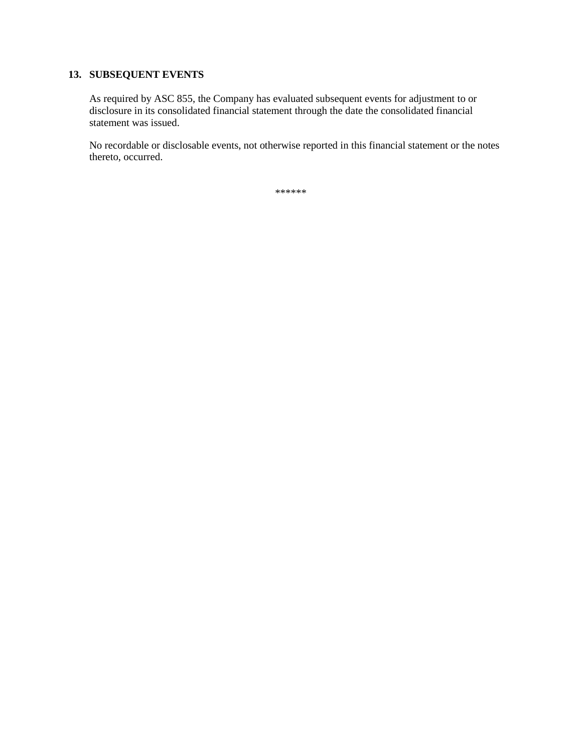## 13. SUBSEQUENT EVENTS

As required by ASC 855, the Company has evaluated subsequent events for adjustment to or disclosure in its consolidated financial statement through the date the consolidated financial statement was issued.

No recordable or disclosable events, not otherwise reported in this financial statement or the notes thereto, occurred.

******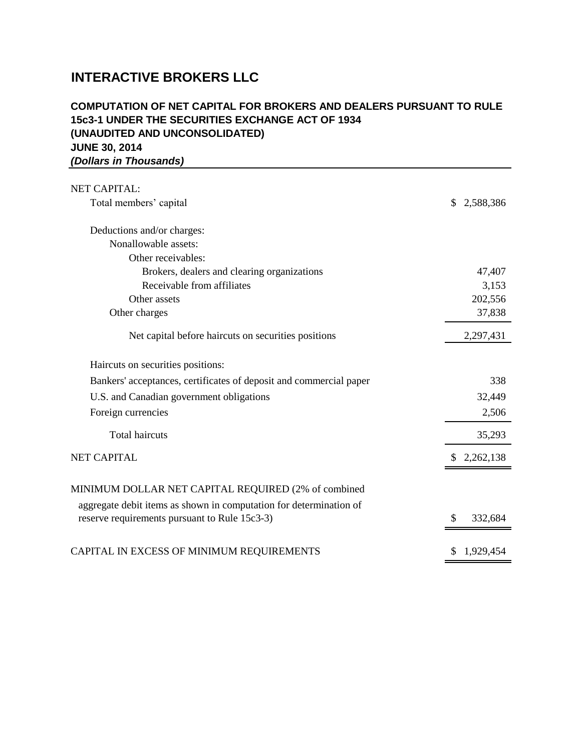# INTERACTIVE BROKERS LLC

## COMPUTATION OF NET CAPITAL FOR BROKERS AND DEALERS PURSUANT TO RULE 15c3-1 UNDER THE SECURITIES EXCHANGE ACT OF 1934 (UNAUDITED AND UNCONSOLIDATED) JUNE 30, 2014

***(Dollars in Thousands)***

| | |
|---|---|
| NET CAPITAL: | |
| Total members' capital | $ 2,588,386 |
| Deductions and/or charges: | |
| Nonallowable assets: | |
| Other receivables: | |
| Brokers, dealers and clearing organizations | 47,407 |
| Receivable from affiliates | 3,153 |
| Other assets | 202,556 |
| Other charges | 37,838 |
| Net capital before haircuts on securities positions | 2,297,431 |
| Haircuts on securities positions: | |
| Bankers' acceptances, certificates of deposit and commercial paper | 338 |
| U.S. and Canadian government obligations | 32,449 |
| Foreign currencies | 2,506 |
| Total haircuts | 35,293 |
| NET CAPITAL | $ 2,262,138 |
| MINIMUM DOLLAR NET CAPITAL REQUIRED (2% of combined aggregate debit items as shown in computation for determination of reserve requirements pursuant to Rule 15c3-3) | $ 332,684 |
| CAPITAL IN EXCESS OF MINIMUM REQUIREMENTS | $ 1,929,454 |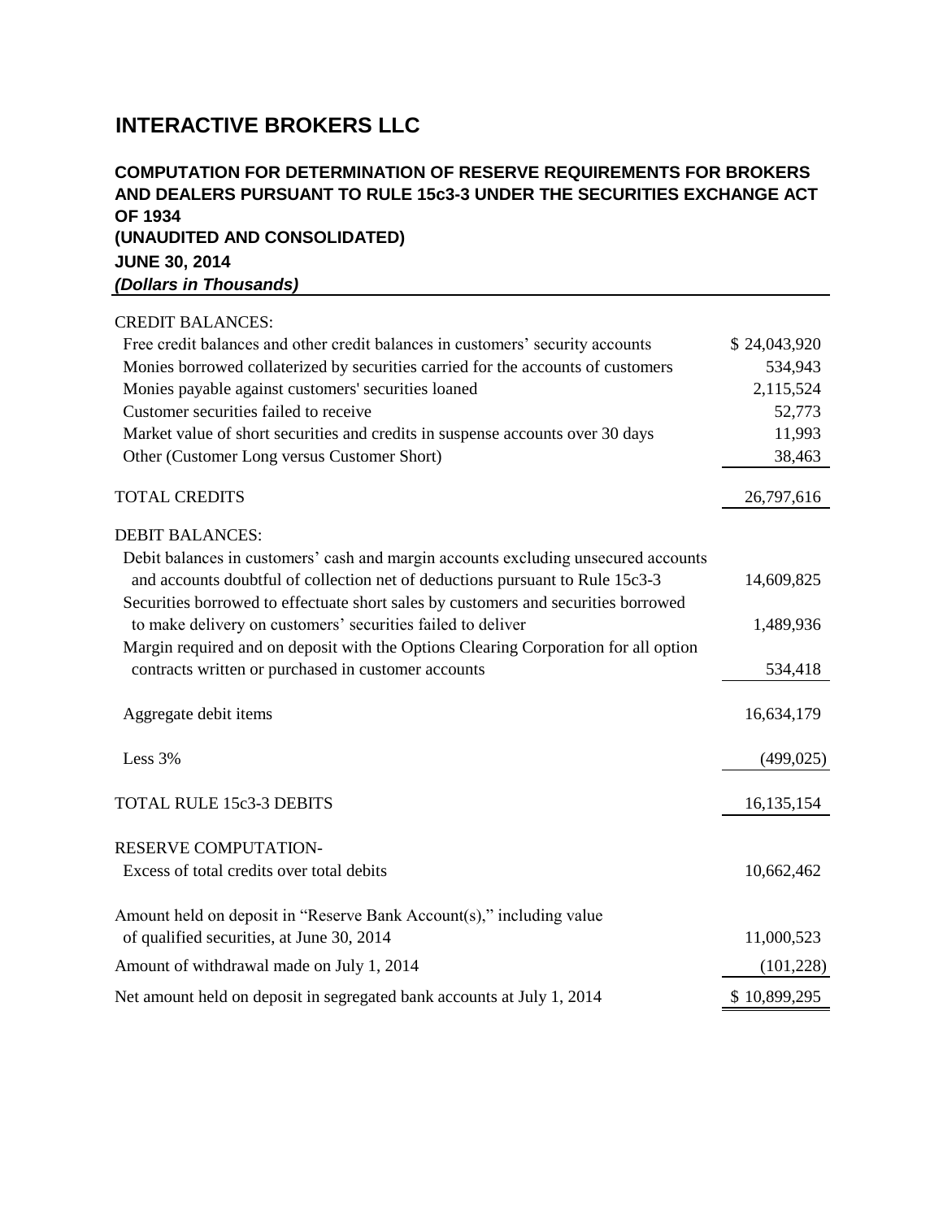# INTERACTIVE BROKERS LLC

## COMPUTATION FOR DETERMINATION OF RESERVE REQUIREMENTS FOR BROKERS AND DEALERS PURSUANT TO RULE 15c3-3 UNDER THE SECURITIES EXCHANGE ACT OF 1934

**(UNAUDITED AND CONSOLIDATED)**

**JUNE 30, 2014**

***(Dollars in Thousands)***

| | |
|---|---|
| CREDIT BALANCES: | |
| Free credit balances and other credit balances in customers' security accounts | $ 24,043,920 |
| Monies borrowed collaterized by securities carried for the accounts of customers | 534,943 |
| Monies payable against customers' securities loaned | 2,115,524 |
| Customer securities failed to receive | 52,773 |
| Market value of short securities and credits in suspense accounts over 30 days | 11,993 |
| Other (Customer Long versus Customer Short) | 38,463 |
| TOTAL CREDITS | 26,797,616 |
| DEBIT BALANCES: | |
| Debit balances in customers' cash and margin accounts excluding unsecured accounts and accounts doubtful of collection net of deductions pursuant to Rule 15c3-3 | 14,609,825 |
| Securities borrowed to effectuate short sales by customers and securities borrowed to make delivery on customers' securities failed to deliver | 1,489,936 |
| Margin required and on deposit with the Options Clearing Corporation for all option contracts written or purchased in customer accounts | 534,418 |
| Aggregate debit items | 16,634,179 |
| Less 3% | (499,025) |
| TOTAL RULE 15c3-3 DEBITS | 16,135,154 |
| RESERVE COMPUTATION- | |
| Excess of total credits over total debits | 10,662,462 |
| Amount held on deposit in "Reserve Bank Account(s)," including value of qualified securities, at June 30, 2014 | 11,000,523 |
| Amount of withdrawal made on July 1, 2014 | (101,228) |
| Net amount held on deposit in segregated bank accounts at July 1, 2014 | $ 10,899,295 |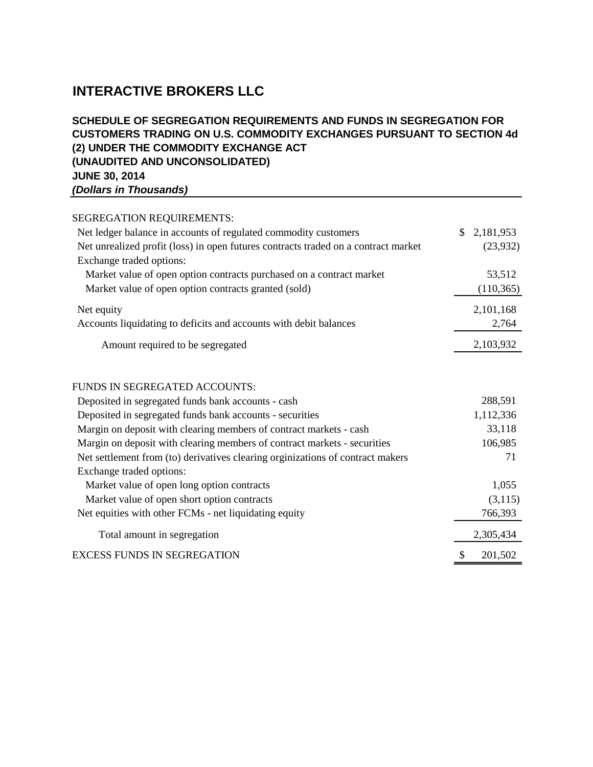# INTERACTIVE BROKERS LLC

## SCHEDULE OF SEGREGATION REQUIREMENTS AND FUNDS IN SEGREGATION FOR CUSTOMERS TRADING ON U.S. COMMODITY EXCHANGES PURSUANT TO SECTION 4d (2) UNDER THE COMMODITY EXCHANGE ACT (UNAUDITED AND UNCONSOLIDATED) JUNE 30, 2014

***(Dollars in Thousands)***

| | |
|---|---|
| SEGREGATION REQUIREMENTS: | |
| Net ledger balance in accounts of regulated commodity customers | $ 2,181,953 |
| Net unrealized profit (loss) in open futures contracts traded on a contract market | (23,932) |
| Exchange traded options: | |
| Market value of open option contracts purchased on a contract market | 53,512 |
| Market value of open option contracts granted (sold) | (110,365) |
| Net equity | 2,101,168 |
| Accounts liquidating to deficits and accounts with debit balances | 2,764 |
| Amount required to be segregated | 2,103,932 |
| | |
| FUNDS IN SEGREGATED ACCOUNTS: | |
| Deposited in segregated funds bank accounts - cash | 288,591 |
| Deposited in segregated funds bank accounts - securities | 1,112,336 |
| Margin on deposit with clearing members of contract markets - cash | 33,118 |
| Margin on deposit with clearing members of contract markets - securities | 106,985 |
| Net settlement from (to) derivatives clearing orginizations of contract makers | 71 |
| Exchange traded options: | |
| Market value of open long option contracts | 1,055 |
| Market value of open short option contracts | (3,115) |
| Net equities with other FCMs - net liquidating equity | 766,393 |
| Total amount in segregation | 2,305,434 |
| EXCESS FUNDS IN SEGREGATION | $ 201,502 |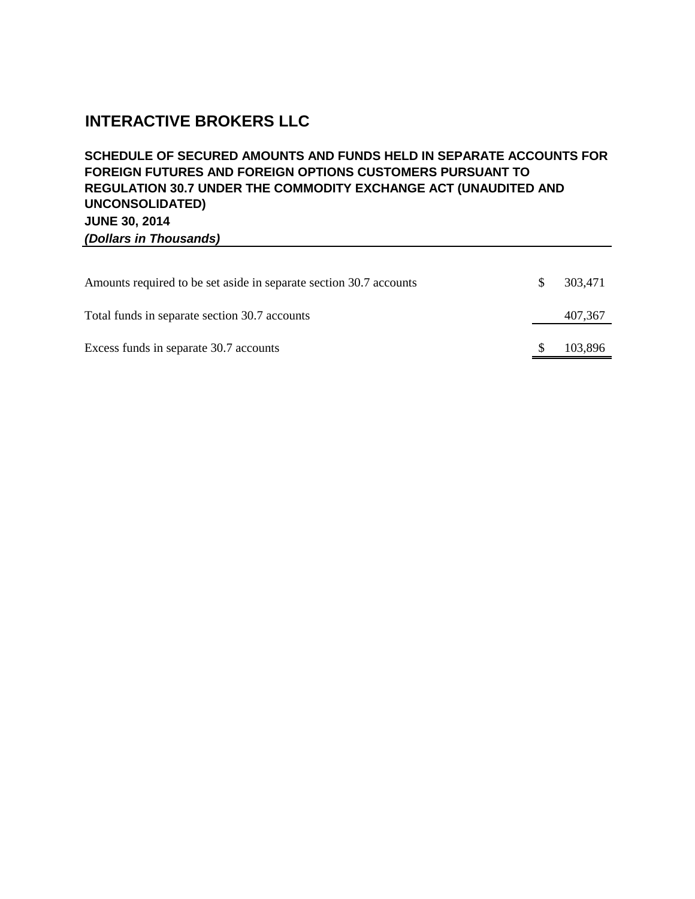# INTERACTIVE BROKERS LLC

## SCHEDULE OF SECURED AMOUNTS AND FUNDS HELD IN SEPARATE ACCOUNTS FOR FOREIGN FUTURES AND FOREIGN OPTIONS CUSTOMERS PURSUANT TO REGULATION 30.7 UNDER THE COMMODITY EXCHANGE ACT (UNAUDITED AND UNCONSOLIDATED)

**JUNE 30, 2014**

***(Dollars in Thousands)***

| | | |
|---|---|---|
| Amounts required to be set aside in separate section 30.7 accounts | $ | 303,471 |
| Total funds in separate section 30.7 accounts | | 407,367 |
| Excess funds in separate 30.7 accounts | $ | 103,896 |